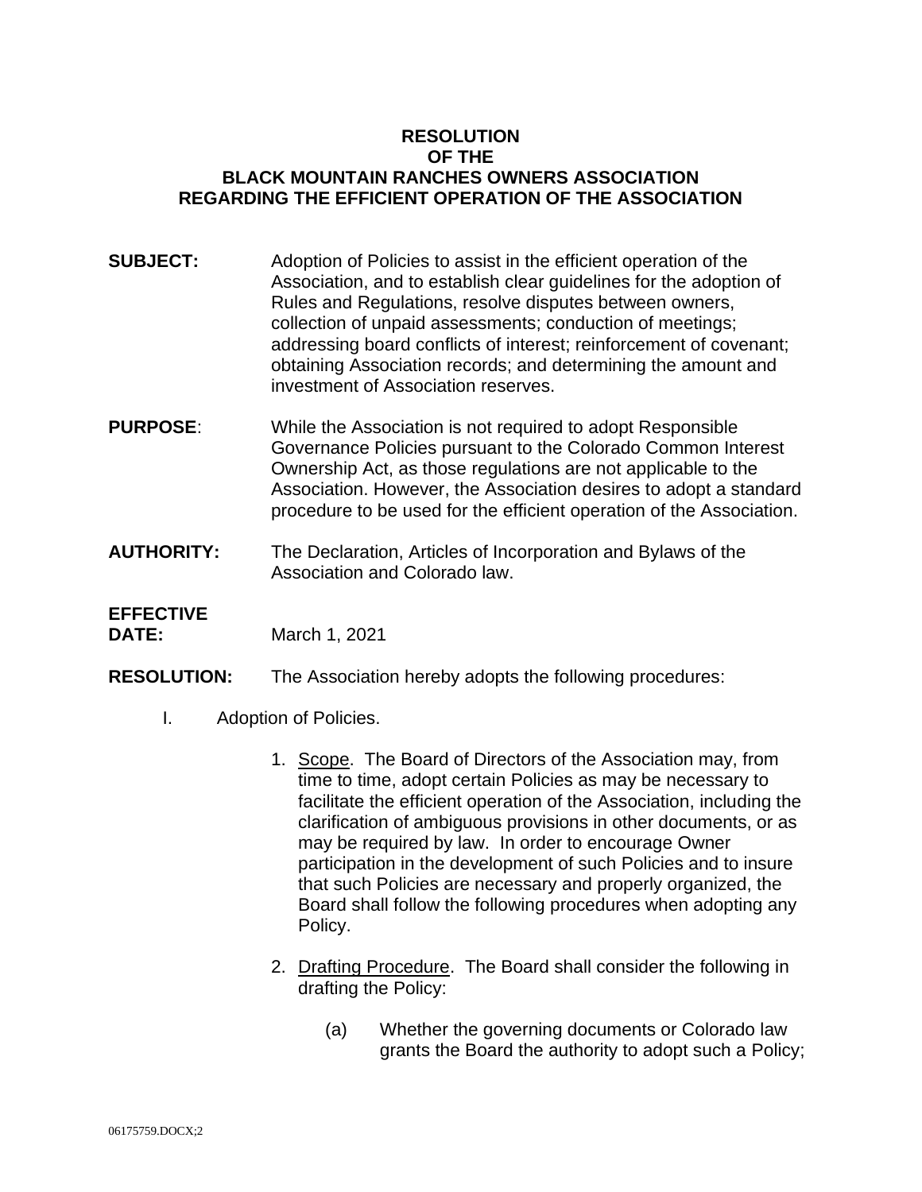# RESOLUTION
# OF THE
# BLACK MOUNTAIN RANCHES OWNERS ASSOCIATION
# REGARDING THE EFFICIENT OPERATION OF THE ASSOCIATION

**SUBJECT:** Adoption of Policies to assist in the efficient operation of the Association, and to establish clear guidelines for the adoption of Rules and Regulations, resolve disputes between owners, collection of unpaid assessments; conduction of meetings; addressing board conflicts of interest; reinforcement of covenant; obtaining Association records; and determining the amount and investment of Association reserves.

**PURPOSE**: While the Association is not required to adopt Responsible Governance Policies pursuant to the Colorado Common Interest Ownership Act, as those regulations are not applicable to the Association. However, the Association desires to adopt a standard procedure to be used for the efficient operation of the Association.

**AUTHORITY:** The Declaration, Articles of Incorporation and Bylaws of the Association and Colorado law.

**EFFECTIVE DATE:** March 1, 2021

**RESOLUTION:** The Association hereby adopts the following procedures:

I. Adoption of Policies.

1. Scope. The Board of Directors of the Association may, from time to time, adopt certain Policies as may be necessary to facilitate the efficient operation of the Association, including the clarification of ambiguous provisions in other documents, or as may be required by law. In order to encourage Owner participation in the development of such Policies and to insure that such Policies are necessary and properly organized, the Board shall follow the following procedures when adopting any Policy.

2. Drafting Procedure. The Board shall consider the following in drafting the Policy:

   (a) Whether the governing documents or Colorado law grants the Board the authority to adopt such a Policy;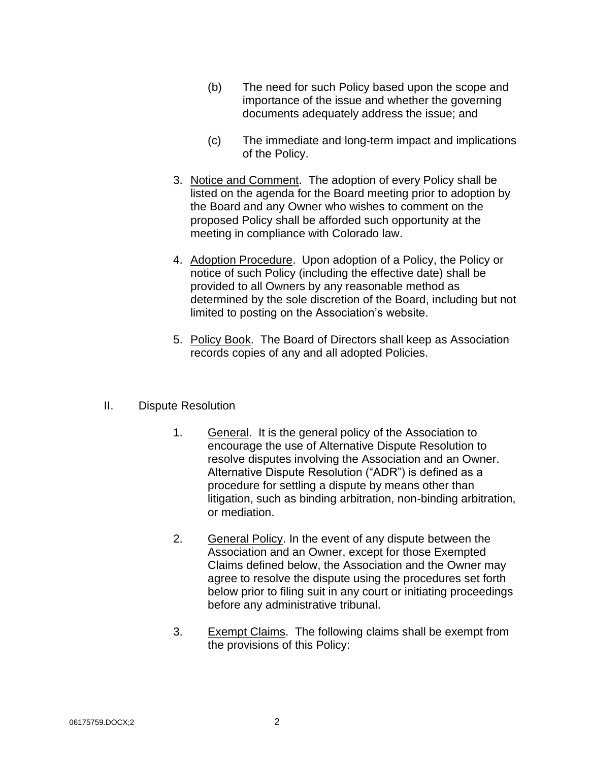(b) The need for such Policy based upon the scope and importance of the issue and whether the governing documents adequately address the issue; and

(c) The immediate and long-term impact and implications of the Policy.

3. Notice and Comment. The adoption of every Policy shall be listed on the agenda for the Board meeting prior to adoption by the Board and any Owner who wishes to comment on the proposed Policy shall be afforded such opportunity at the meeting in compliance with Colorado law.

4. Adoption Procedure. Upon adoption of a Policy, the Policy or notice of such Policy (including the effective date) shall be provided to all Owners by any reasonable method as determined by the sole discretion of the Board, including but not limited to posting on the Association's website.

5. Policy Book. The Board of Directors shall keep as Association records copies of any and all adopted Policies.

## II. Dispute Resolution

1. General. It is the general policy of the Association to encourage the use of Alternative Dispute Resolution to resolve disputes involving the Association and an Owner. Alternative Dispute Resolution ("ADR") is defined as a procedure for settling a dispute by means other than litigation, such as binding arbitration, non-binding arbitration, or mediation.

2. General Policy. In the event of any dispute between the Association and an Owner, except for those Exempted Claims defined below, the Association and the Owner may agree to resolve the dispute using the procedures set forth below prior to filing suit in any court or initiating proceedings before any administrative tribunal.

3. Exempt Claims. The following claims shall be exempt from the provisions of this Policy: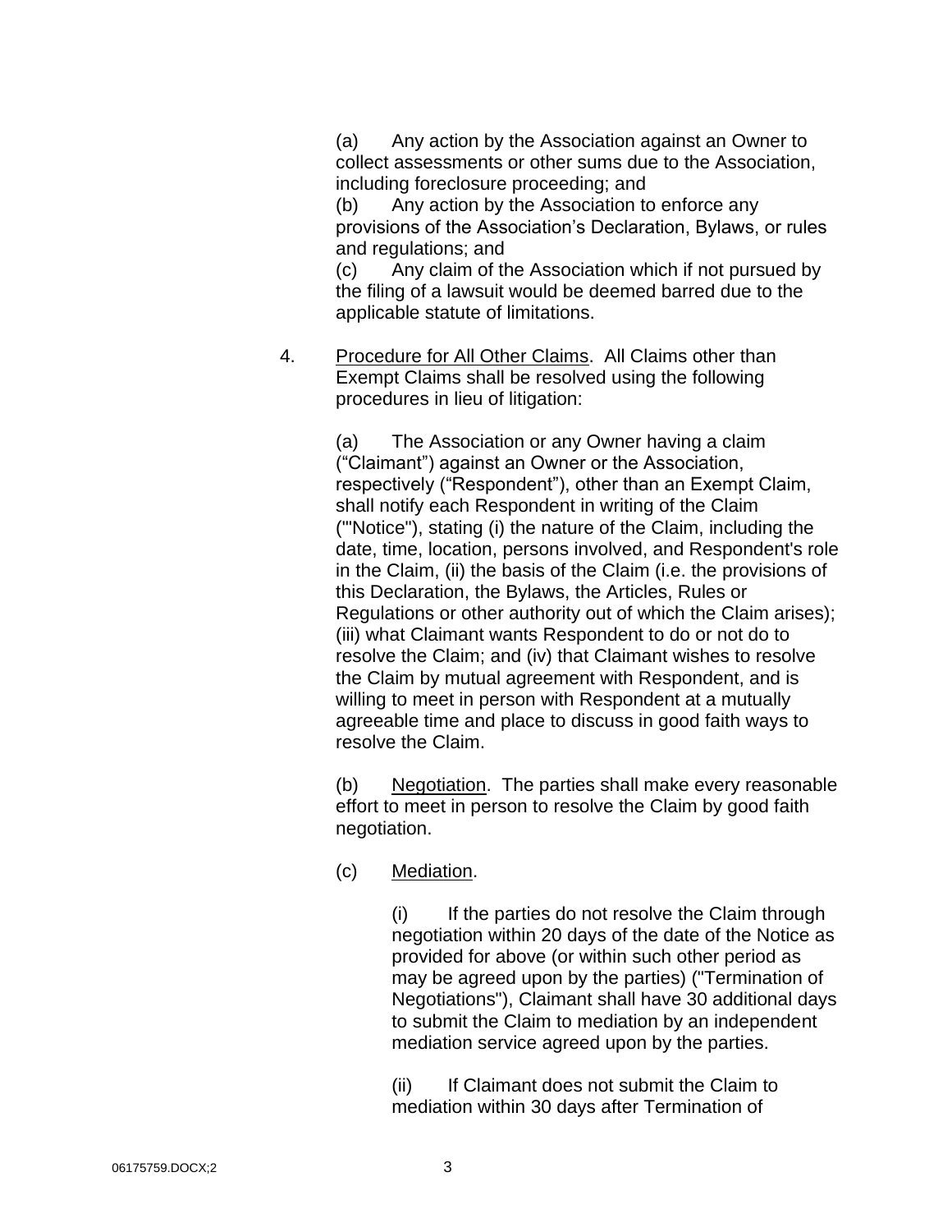(a) Any action by the Association against an Owner to collect assessments or other sums due to the Association, including foreclosure proceeding; and

(b) Any action by the Association to enforce any provisions of the Association's Declaration, Bylaws, or rules and regulations; and

(c) Any claim of the Association which if not pursued by the filing of a lawsuit would be deemed barred due to the applicable statute of limitations.

4. Procedure for All Other Claims. All Claims other than Exempt Claims shall be resolved using the following procedures in lieu of litigation:

(a) The Association or any Owner having a claim ("Claimant") against an Owner or the Association, respectively ("Respondent"), other than an Exempt Claim, shall notify each Respondent in writing of the Claim ("'Notice"), stating (i) the nature of the Claim, including the date, time, location, persons involved, and Respondent's role in the Claim, (ii) the basis of the Claim (i.e. the provisions of this Declaration, the Bylaws, the Articles, Rules or Regulations or other authority out of which the Claim arises); (iii) what Claimant wants Respondent to do or not do to resolve the Claim; and (iv) that Claimant wishes to resolve the Claim by mutual agreement with Respondent, and is willing to meet in person with Respondent at a mutually agreeable time and place to discuss in good faith ways to resolve the Claim.

(b) Negotiation. The parties shall make every reasonable effort to meet in person to resolve the Claim by good faith negotiation.

(c) Mediation.

(i) If the parties do not resolve the Claim through negotiation within 20 days of the date of the Notice as provided for above (or within such other period as may be agreed upon by the parties) ("Termination of Negotiations"), Claimant shall have 30 additional days to submit the Claim to mediation by an independent mediation service agreed upon by the parties.

(ii) If Claimant does not submit the Claim to mediation within 30 days after Termination of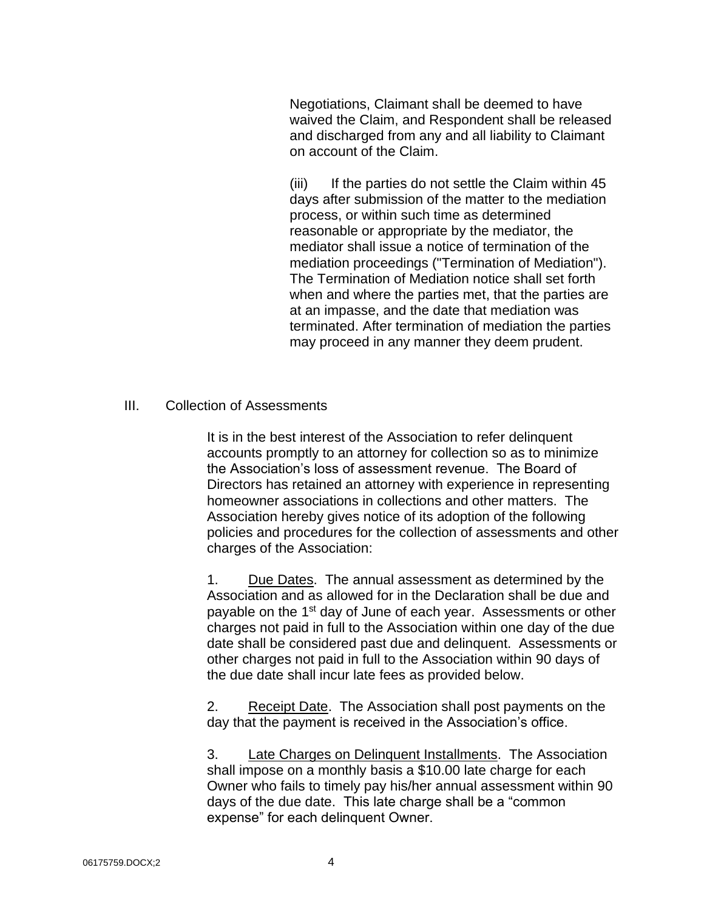Negotiations, Claimant shall be deemed to have waived the Claim, and Respondent shall be released and discharged from any and all liability to Claimant on account of the Claim.

(iii) If the parties do not settle the Claim within 45 days after submission of the matter to the mediation process, or within such time as determined reasonable or appropriate by the mediator, the mediator shall issue a notice of termination of the mediation proceedings ("Termination of Mediation"). The Termination of Mediation notice shall set forth when and where the parties met, that the parties are at an impasse, and the date that mediation was terminated. After termination of mediation the parties may proceed in any manner they deem prudent.

## III. Collection of Assessments

It is in the best interest of the Association to refer delinquent accounts promptly to an attorney for collection so as to minimize the Association's loss of assessment revenue. The Board of Directors has retained an attorney with experience in representing homeowner associations in collections and other matters. The Association hereby gives notice of its adoption of the following policies and procedures for the collection of assessments and other charges of the Association:

1. Due Dates. The annual assessment as determined by the Association and as allowed for in the Declaration shall be due and payable on the 1st day of June of each year. Assessments or other charges not paid in full to the Association within one day of the due date shall be considered past due and delinquent. Assessments or other charges not paid in full to the Association within 90 days of the due date shall incur late fees as provided below.

2. Receipt Date. The Association shall post payments on the day that the payment is received in the Association's office.

3. Late Charges on Delinquent Installments. The Association shall impose on a monthly basis a $10.00 late charge for each Owner who fails to timely pay his/her annual assessment within 90 days of the due date. This late charge shall be a "common expense" for each delinquent Owner.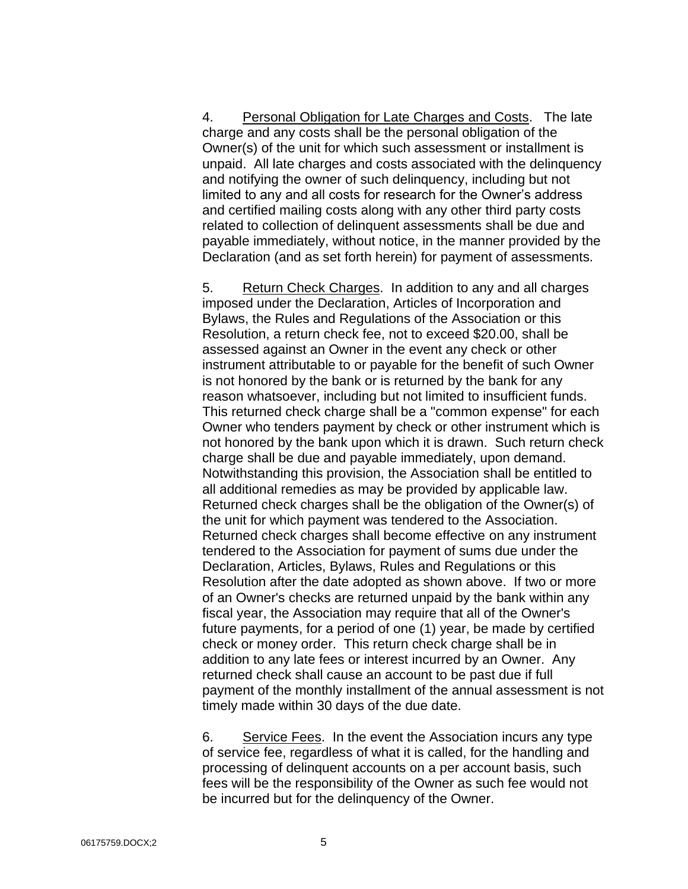4. <u>Personal Obligation for Late Charges and Costs</u>. The late charge and any costs shall be the personal obligation of the Owner(s) of the unit for which such assessment or installment is unpaid. All late charges and costs associated with the delinquency and notifying the owner of such delinquency, including but not limited to any and all costs for research for the Owner's address and certified mailing costs along with any other third party costs related to collection of delinquent assessments shall be due and payable immediately, without notice, in the manner provided by the Declaration (and as set forth herein) for payment of assessments.

5. <u>Return Check Charges</u>. In addition to any and all charges imposed under the Declaration, Articles of Incorporation and Bylaws, the Rules and Regulations of the Association or this Resolution, a return check fee, not to exceed $20.00, shall be assessed against an Owner in the event any check or other instrument attributable to or payable for the benefit of such Owner is not honored by the bank or is returned by the bank for any reason whatsoever, including but not limited to insufficient funds. This returned check charge shall be a "common expense" for each Owner who tenders payment by check or other instrument which is not honored by the bank upon which it is drawn. Such return check charge shall be due and payable immediately, upon demand. Notwithstanding this provision, the Association shall be entitled to all additional remedies as may be provided by applicable law. Returned check charges shall be the obligation of the Owner(s) of the unit for which payment was tendered to the Association. Returned check charges shall become effective on any instrument tendered to the Association for payment of sums due under the Declaration, Articles, Bylaws, Rules and Regulations or this Resolution after the date adopted as shown above. If two or more of an Owner's checks are returned unpaid by the bank within any fiscal year, the Association may require that all of the Owner's future payments, for a period of one (1) year, be made by certified check or money order. This return check charge shall be in addition to any late fees or interest incurred by an Owner. Any returned check shall cause an account to be past due if full payment of the monthly installment of the annual assessment is not timely made within 30 days of the due date.

6. <u>Service Fees</u>. In the event the Association incurs any type of service fee, regardless of what it is called, for the handling and processing of delinquent accounts on a per account basis, such fees will be the responsibility of the Owner as such fee would not be incurred but for the delinquency of the Owner.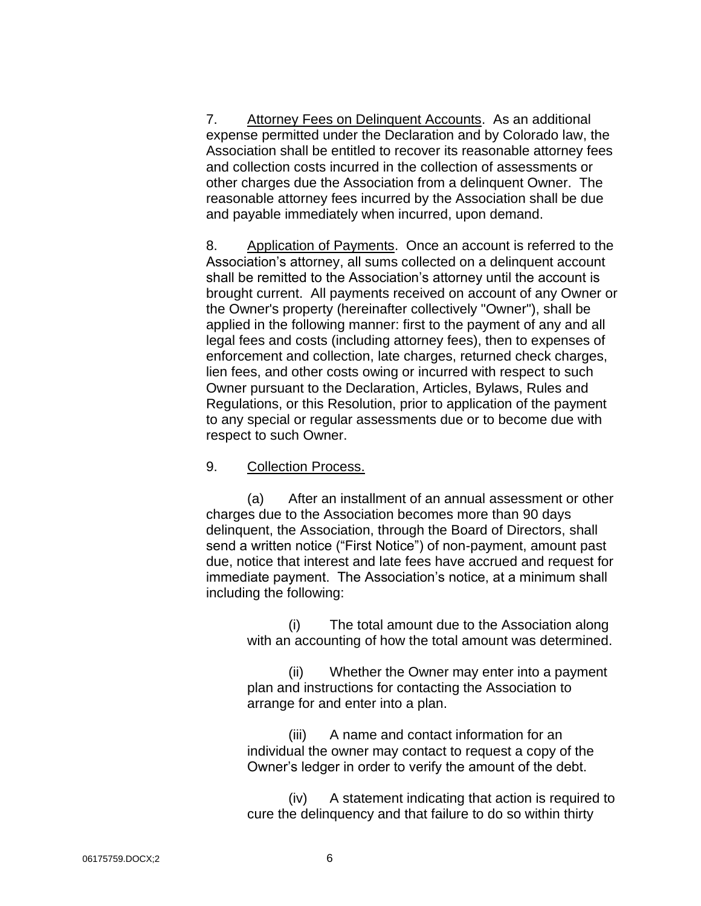7. <u>Attorney Fees on Delinquent Accounts</u>. As an additional expense permitted under the Declaration and by Colorado law, the Association shall be entitled to recover its reasonable attorney fees and collection costs incurred in the collection of assessments or other charges due the Association from a delinquent Owner. The reasonable attorney fees incurred by the Association shall be due and payable immediately when incurred, upon demand.

8. <u>Application of Payments</u>. Once an account is referred to the Association's attorney, all sums collected on a delinquent account shall be remitted to the Association's attorney until the account is brought current. All payments received on account of any Owner or the Owner's property (hereinafter collectively "Owner"), shall be applied in the following manner: first to the payment of any and all legal fees and costs (including attorney fees), then to expenses of enforcement and collection, late charges, returned check charges, lien fees, and other costs owing or incurred with respect to such Owner pursuant to the Declaration, Articles, Bylaws, Rules and Regulations, or this Resolution, prior to application of the payment to any special or regular assessments due or to become due with respect to such Owner.

9. <u>Collection Process.</u>

(a) After an installment of an annual assessment or other charges due to the Association becomes more than 90 days delinquent, the Association, through the Board of Directors, shall send a written notice ("First Notice") of non-payment, amount past due, notice that interest and late fees have accrued and request for immediate payment. The Association's notice, at a minimum shall including the following:

(i) The total amount due to the Association along with an accounting of how the total amount was determined.

(ii) Whether the Owner may enter into a payment plan and instructions for contacting the Association to arrange for and enter into a plan.

(iii) A name and contact information for an individual the owner may contact to request a copy of the Owner's ledger in order to verify the amount of the debt.

(iv) A statement indicating that action is required to cure the delinquency and that failure to do so within thirty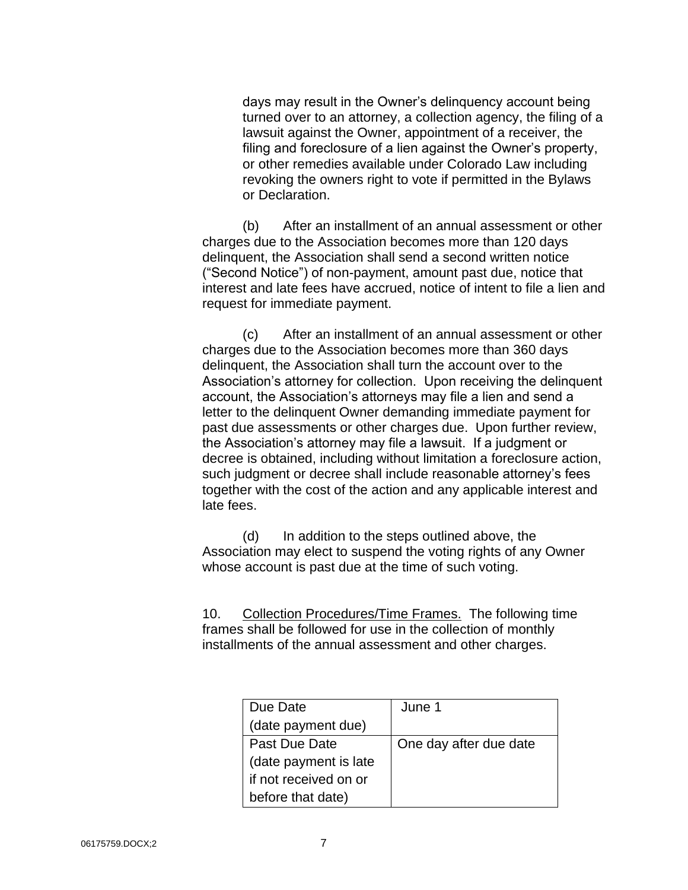days may result in the Owner's delinquency account being turned over to an attorney, a collection agency, the filing of a lawsuit against the Owner, appointment of a receiver, the filing and foreclosure of a lien against the Owner's property, or other remedies available under Colorado Law including revoking the owners right to vote if permitted in the Bylaws or Declaration.

(b) After an installment of an annual assessment or other charges due to the Association becomes more than 120 days delinquent, the Association shall send a second written notice ("Second Notice") of non-payment, amount past due, notice that interest and late fees have accrued, notice of intent to file a lien and request for immediate payment.

(c) After an installment of an annual assessment or other charges due to the Association becomes more than 360 days delinquent, the Association shall turn the account over to the Association's attorney for collection. Upon receiving the delinquent account, the Association's attorneys may file a lien and send a letter to the delinquent Owner demanding immediate payment for past due assessments or other charges due. Upon further review, the Association's attorney may file a lawsuit. If a judgment or decree is obtained, including without limitation a foreclosure action, such judgment or decree shall include reasonable attorney's fees together with the cost of the action and any applicable interest and late fees.

(d) In addition to the steps outlined above, the Association may elect to suspend the voting rights of any Owner whose account is past due at the time of such voting.

10. <u>Collection Procedures/Time Frames.</u> The following time frames shall be followed for use in the collection of monthly installments of the annual assessment and other charges.

| Due Date (date payment due) | June 1 |
|---|---|
| Past Due Date (date payment is late if not received on or before that date) | One day after due date |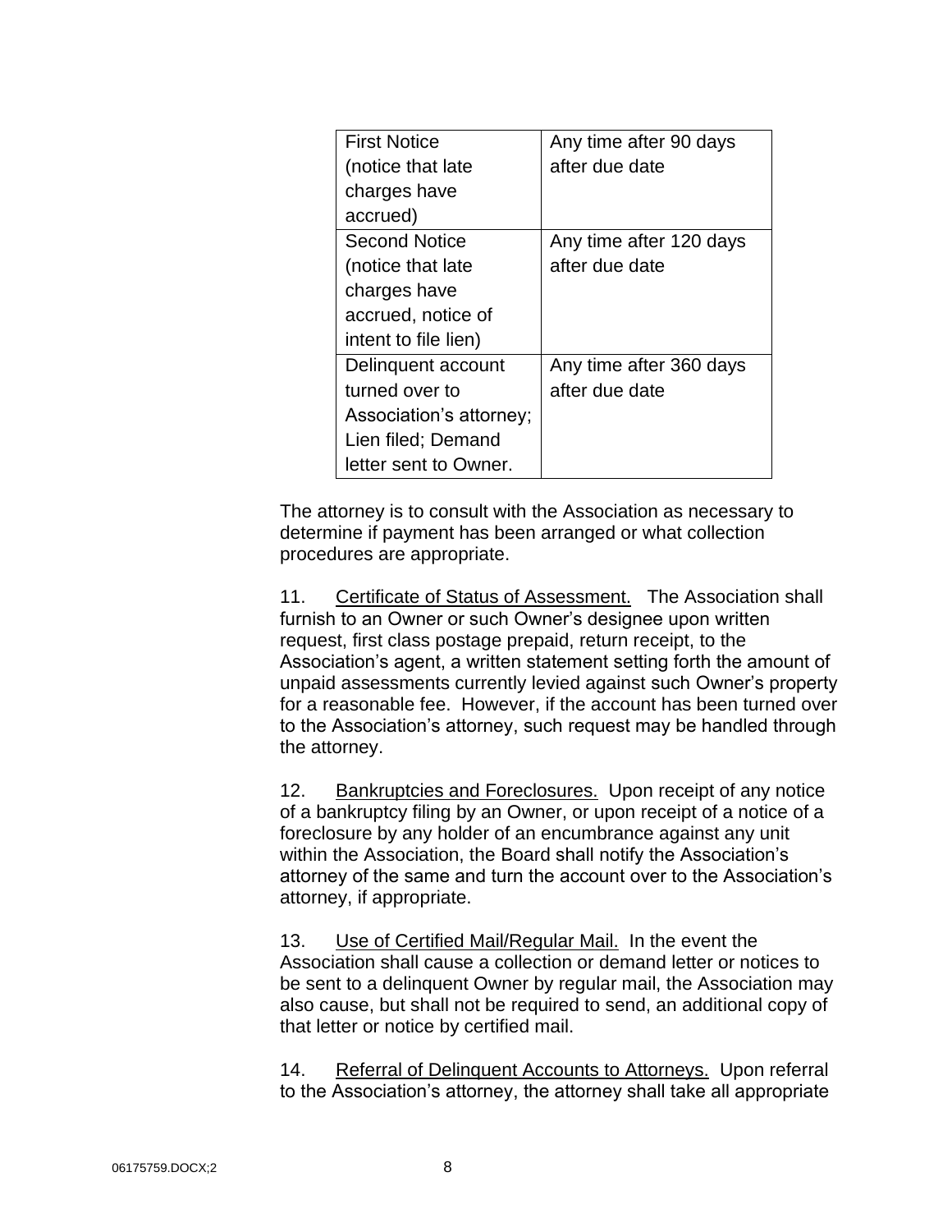| First Notice (notice that late charges have accrued) | Any time after 90 days after due date |
|---|---|
| Second Notice (notice that late charges have accrued, notice of intent to file lien) | Any time after 120 days after due date |
| Delinquent account turned over to Association's attorney; Lien filed; Demand letter sent to Owner. | Any time after 360 days after due date |

The attorney is to consult with the Association as necessary to determine if payment has been arranged or what collection procedures are appropriate.

11. Certificate of Status of Assessment. The Association shall furnish to an Owner or such Owner's designee upon written request, first class postage prepaid, return receipt, to the Association's agent, a written statement setting forth the amount of unpaid assessments currently levied against such Owner's property for a reasonable fee. However, if the account has been turned over to the Association's attorney, such request may be handled through the attorney.

12. Bankruptcies and Foreclosures. Upon receipt of any notice of a bankruptcy filing by an Owner, or upon receipt of a notice of a foreclosure by any holder of an encumbrance against any unit within the Association, the Board shall notify the Association's attorney of the same and turn the account over to the Association's attorney, if appropriate.

13. Use of Certified Mail/Regular Mail. In the event the Association shall cause a collection or demand letter or notices to be sent to a delinquent Owner by regular mail, the Association may also cause, but shall not be required to send, an additional copy of that letter or notice by certified mail.

14. Referral of Delinquent Accounts to Attorneys. Upon referral to the Association's attorney, the attorney shall take all appropriate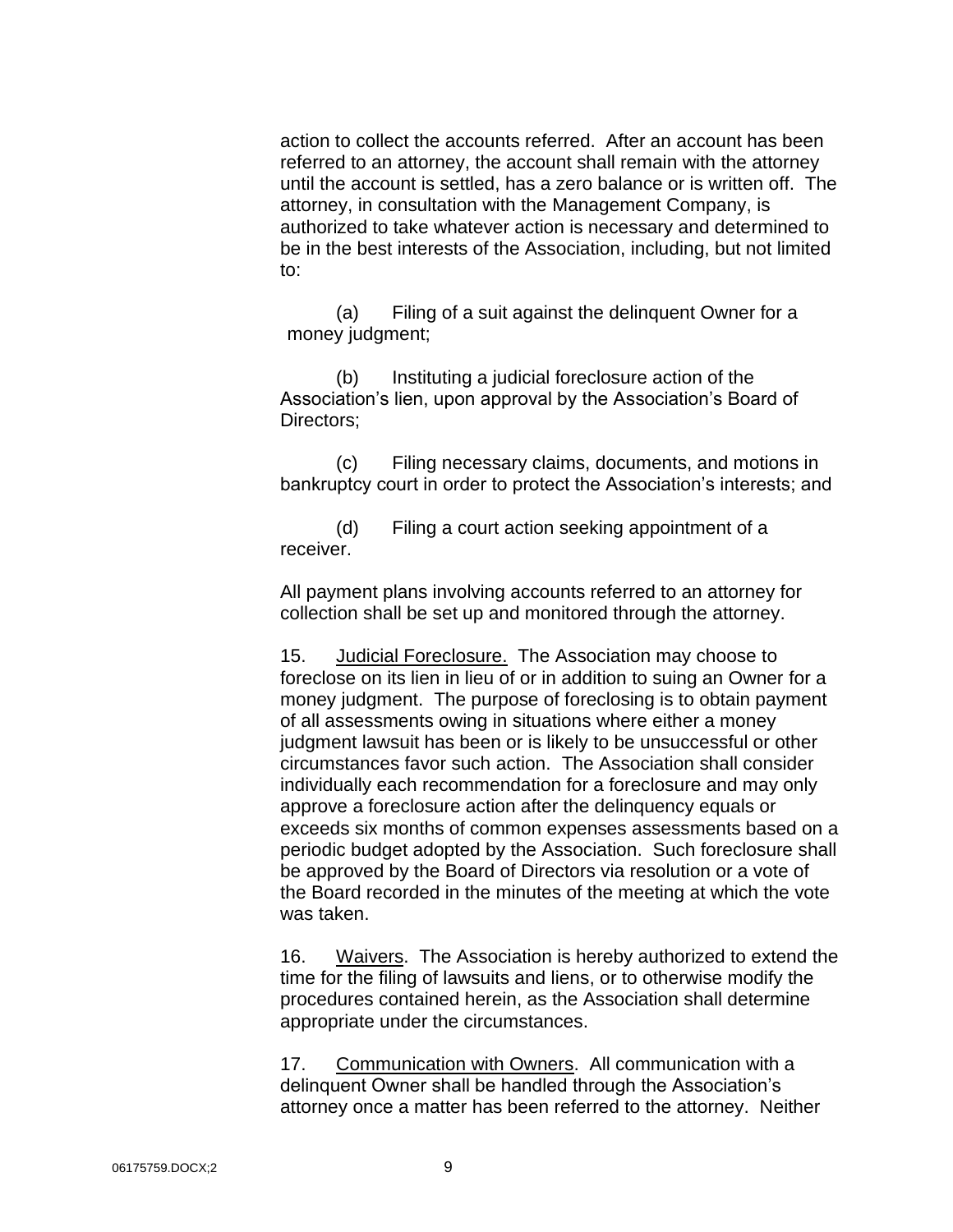action to collect the accounts referred. After an account has been referred to an attorney, the account shall remain with the attorney until the account is settled, has a zero balance or is written off. The attorney, in consultation with the Management Company, is authorized to take whatever action is necessary and determined to be in the best interests of the Association, including, but not limited to:

(a) Filing of a suit against the delinquent Owner for a money judgment;

(b) Instituting a judicial foreclosure action of the Association's lien, upon approval by the Association's Board of Directors;

(c) Filing necessary claims, documents, and motions in bankruptcy court in order to protect the Association's interests; and

(d) Filing a court action seeking appointment of a receiver.

All payment plans involving accounts referred to an attorney for collection shall be set up and monitored through the attorney.

15. Judicial Foreclosure. The Association may choose to foreclose on its lien in lieu of or in addition to suing an Owner for a money judgment. The purpose of foreclosing is to obtain payment of all assessments owing in situations where either a money judgment lawsuit has been or is likely to be unsuccessful or other circumstances favor such action. The Association shall consider individually each recommendation for a foreclosure and may only approve a foreclosure action after the delinquency equals or exceeds six months of common expenses assessments based on a periodic budget adopted by the Association. Such foreclosure shall be approved by the Board of Directors via resolution or a vote of the Board recorded in the minutes of the meeting at which the vote was taken.

16. Waivers. The Association is hereby authorized to extend the time for the filing of lawsuits and liens, or to otherwise modify the procedures contained herein, as the Association shall determine appropriate under the circumstances.

17. Communication with Owners. All communication with a delinquent Owner shall be handled through the Association's attorney once a matter has been referred to the attorney. Neither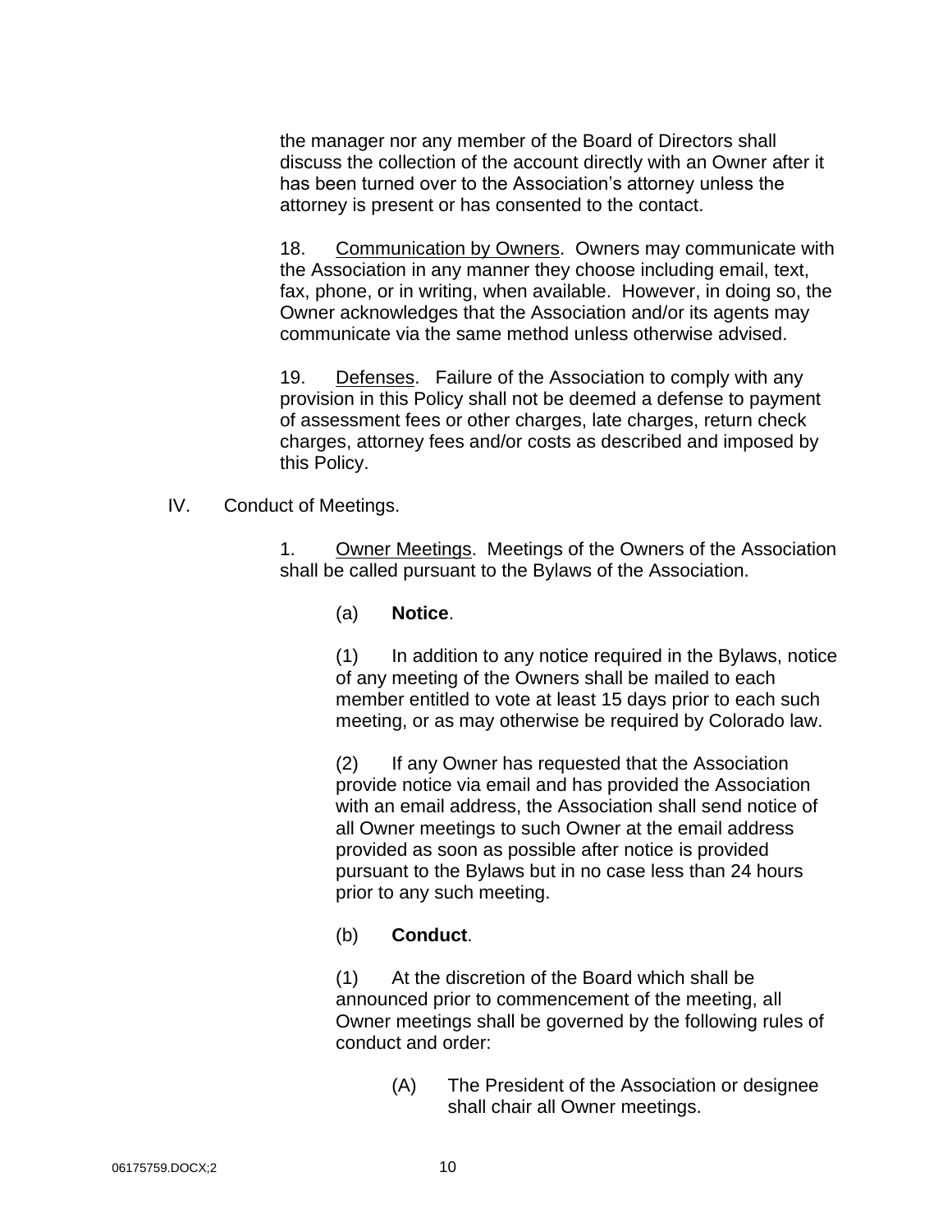the manager nor any member of the Board of Directors shall discuss the collection of the account directly with an Owner after it has been turned over to the Association's attorney unless the attorney is present or has consented to the contact.

18. Communication by Owners. Owners may communicate with the Association in any manner they choose including email, text, fax, phone, or in writing, when available. However, in doing so, the Owner acknowledges that the Association and/or its agents may communicate via the same method unless otherwise advised.

19. Defenses. Failure of the Association to comply with any provision in this Policy shall not be deemed a defense to payment of assessment fees or other charges, late charges, return check charges, attorney fees and/or costs as described and imposed by this Policy.

IV. Conduct of Meetings.

1. Owner Meetings. Meetings of the Owners of the Association shall be called pursuant to the Bylaws of the Association.

(a) **Notice**.

(1) In addition to any notice required in the Bylaws, notice of any meeting of the Owners shall be mailed to each member entitled to vote at least 15 days prior to each such meeting, or as may otherwise be required by Colorado law.

(2) If any Owner has requested that the Association provide notice via email and has provided the Association with an email address, the Association shall send notice of all Owner meetings to such Owner at the email address provided as soon as possible after notice is provided pursuant to the Bylaws but in no case less than 24 hours prior to any such meeting.

(b) **Conduct**.

(1) At the discretion of the Board which shall be announced prior to commencement of the meeting, all Owner meetings shall be governed by the following rules of conduct and order:

(A) The President of the Association or designee shall chair all Owner meetings.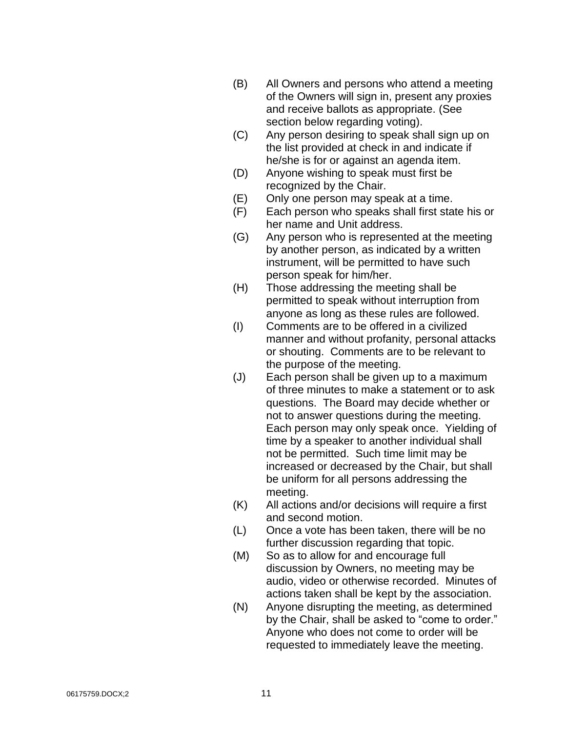(B) All Owners and persons who attend a meeting of the Owners will sign in, present any proxies and receive ballots as appropriate. (See section below regarding voting).

(C) Any person desiring to speak shall sign up on the list provided at check in and indicate if he/she is for or against an agenda item.

(D) Anyone wishing to speak must first be recognized by the Chair.

(E) Only one person may speak at a time.

(F) Each person who speaks shall first state his or her name and Unit address.

(G) Any person who is represented at the meeting by another person, as indicated by a written instrument, will be permitted to have such person speak for him/her.

(H) Those addressing the meeting shall be permitted to speak without interruption from anyone as long as these rules are followed.

(I) Comments are to be offered in a civilized manner and without profanity, personal attacks or shouting. Comments are to be relevant to the purpose of the meeting.

(J) Each person shall be given up to a maximum of three minutes to make a statement or to ask questions. The Board may decide whether or not to answer questions during the meeting. Each person may only speak once. Yielding of time by a speaker to another individual shall not be permitted. Such time limit may be increased or decreased by the Chair, but shall be uniform for all persons addressing the meeting.

(K) All actions and/or decisions will require a first and second motion.

(L) Once a vote has been taken, there will be no further discussion regarding that topic.

(M) So as to allow for and encourage full discussion by Owners, no meeting may be audio, video or otherwise recorded. Minutes of actions taken shall be kept by the association.

(N) Anyone disrupting the meeting, as determined by the Chair, shall be asked to "come to order." Anyone who does not come to order will be requested to immediately leave the meeting.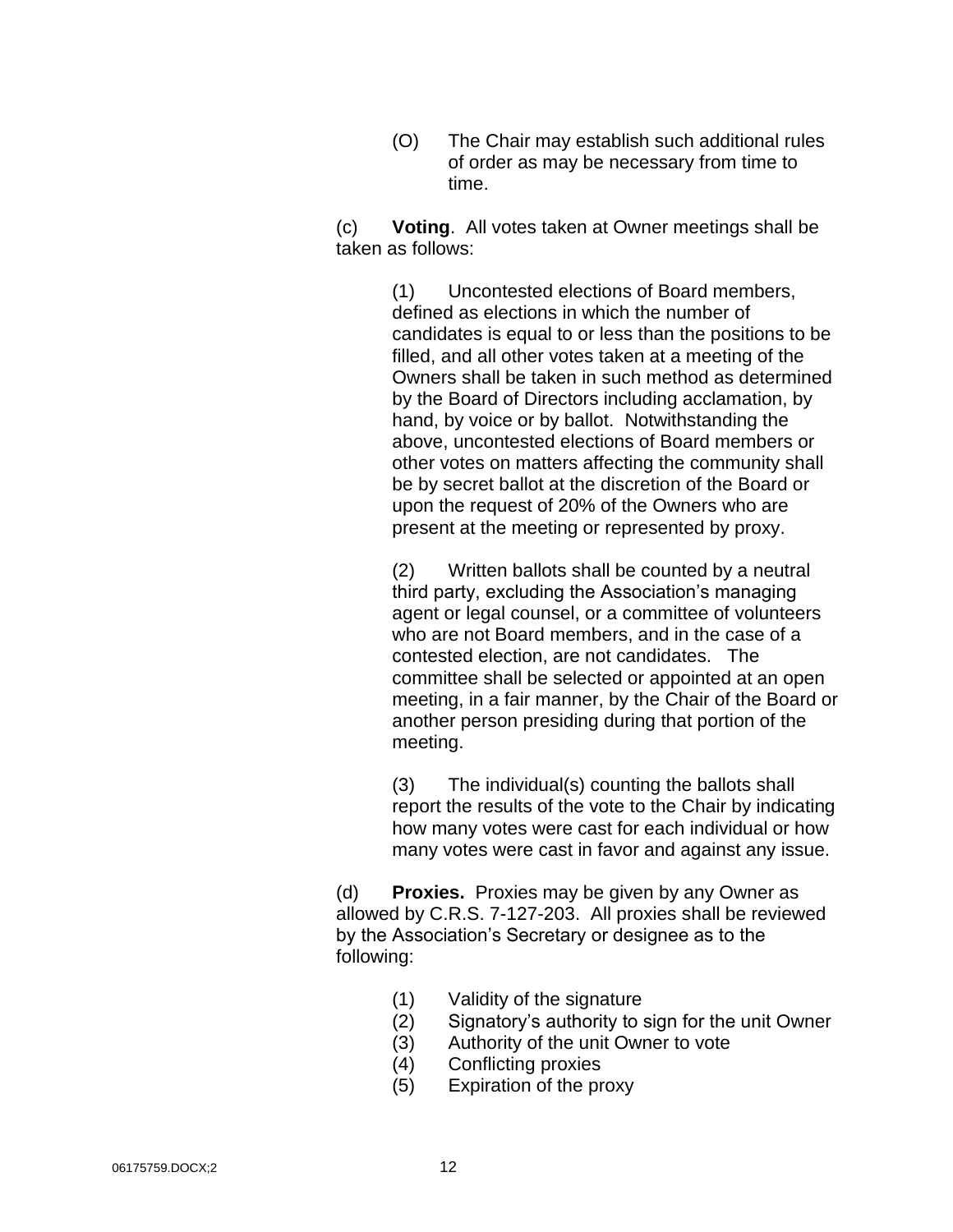(O) The Chair may establish such additional rules of order as may be necessary from time to time.

(c) **Voting**. All votes taken at Owner meetings shall be taken as follows:

(1) Uncontested elections of Board members, defined as elections in which the number of candidates is equal to or less than the positions to be filled, and all other votes taken at a meeting of the Owners shall be taken in such method as determined by the Board of Directors including acclamation, by hand, by voice or by ballot. Notwithstanding the above, uncontested elections of Board members or other votes on matters affecting the community shall be by secret ballot at the discretion of the Board or upon the request of 20% of the Owners who are present at the meeting or represented by proxy.

(2) Written ballots shall be counted by a neutral third party, excluding the Association's managing agent or legal counsel, or a committee of volunteers who are not Board members, and in the case of a contested election, are not candidates. The committee shall be selected or appointed at an open meeting, in a fair manner, by the Chair of the Board or another person presiding during that portion of the meeting.

(3) The individual(s) counting the ballots shall report the results of the vote to the Chair by indicating how many votes were cast for each individual or how many votes were cast in favor and against any issue.

(d) **Proxies.** Proxies may be given by any Owner as allowed by C.R.S. 7-127-203. All proxies shall be reviewed by the Association's Secretary or designee as to the following:

(1) Validity of the signature
(2) Signatory's authority to sign for the unit Owner
(3) Authority of the unit Owner to vote
(4) Conflicting proxies
(5) Expiration of the proxy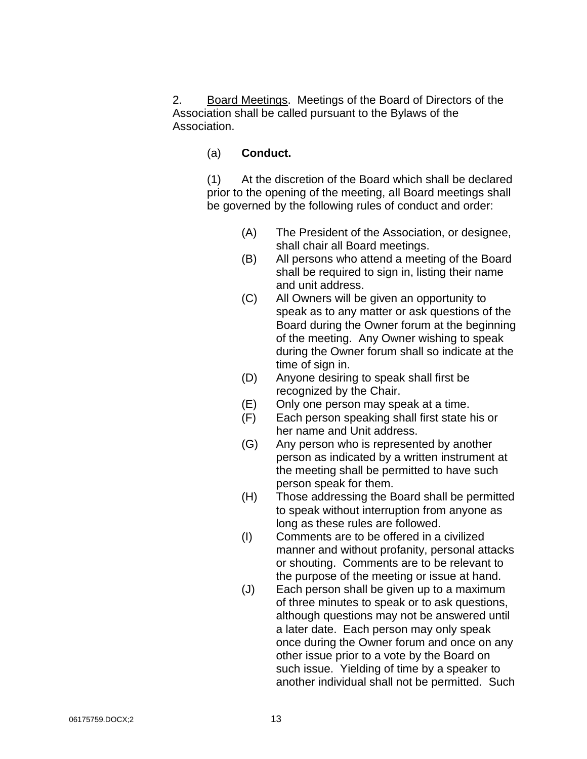2. <u>Board Meetings</u>. Meetings of the Board of Directors of the Association shall be called pursuant to the Bylaws of the Association.

(a) **Conduct.**

(1) At the discretion of the Board which shall be declared prior to the opening of the meeting, all Board meetings shall be governed by the following rules of conduct and order:

(A) The President of the Association, or designee, shall chair all Board meetings.

(B) All persons who attend a meeting of the Board shall be required to sign in, listing their name and unit address.

(C) All Owners will be given an opportunity to speak as to any matter or ask questions of the Board during the Owner forum at the beginning of the meeting. Any Owner wishing to speak during the Owner forum shall so indicate at the time of sign in.

(D) Anyone desiring to speak shall first be recognized by the Chair.

(E) Only one person may speak at a time.

(F) Each person speaking shall first state his or her name and Unit address.

(G) Any person who is represented by another person as indicated by a written instrument at the meeting shall be permitted to have such person speak for them.

(H) Those addressing the Board shall be permitted to speak without interruption from anyone as long as these rules are followed.

(I) Comments are to be offered in a civilized manner and without profanity, personal attacks or shouting. Comments are to be relevant to the purpose of the meeting or issue at hand.

(J) Each person shall be given up to a maximum of three minutes to speak or to ask questions, although questions may not be answered until a later date. Each person may only speak once during the Owner forum and once on any other issue prior to a vote by the Board on such issue. Yielding of time by a speaker to another individual shall not be permitted. Such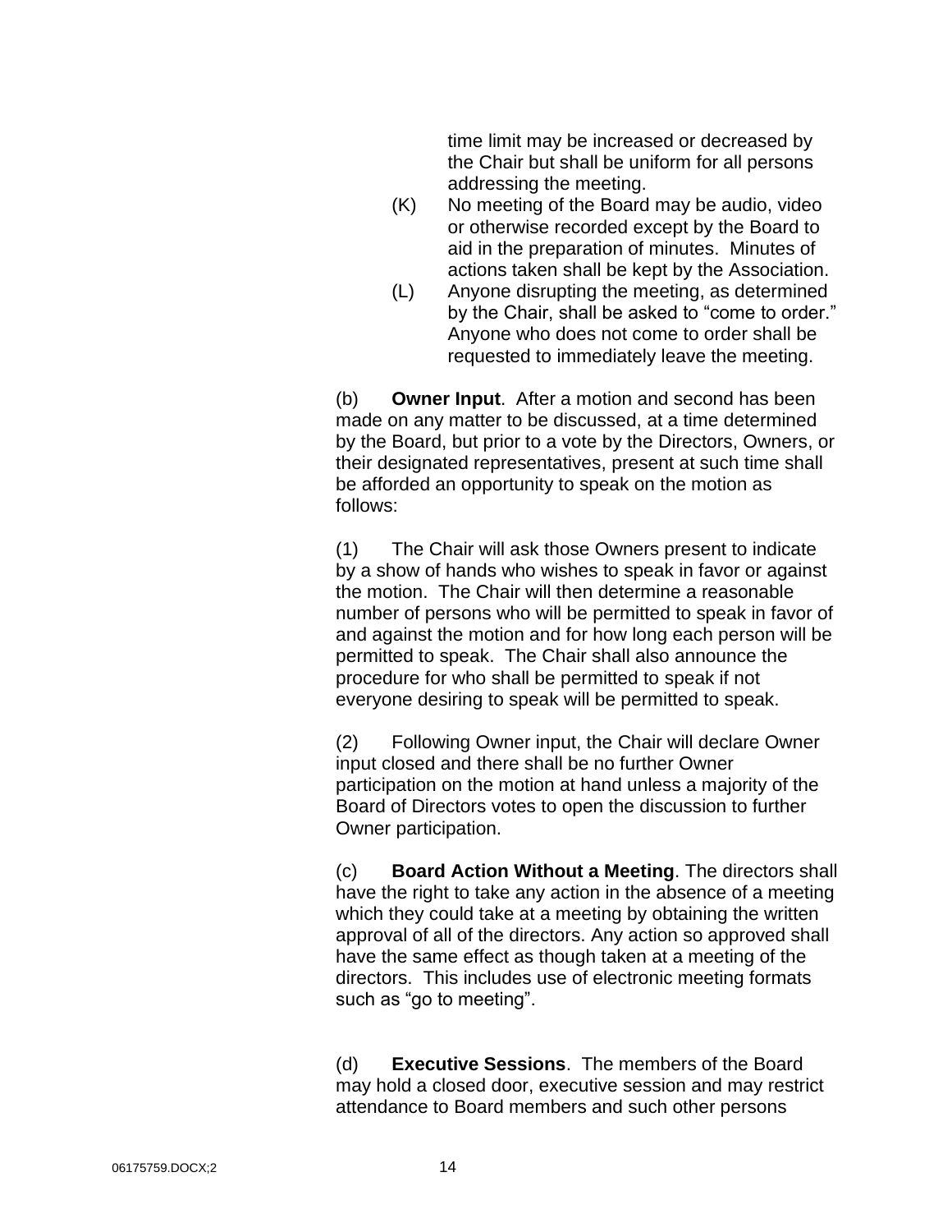time limit may be increased or decreased by the Chair but shall be uniform for all persons addressing the meeting.

(K) No meeting of the Board may be audio, video or otherwise recorded except by the Board to aid in the preparation of minutes. Minutes of actions taken shall be kept by the Association.

(L) Anyone disrupting the meeting, as determined by the Chair, shall be asked to "come to order." Anyone who does not come to order shall be requested to immediately leave the meeting.

(b) **Owner Input**. After a motion and second has been made on any matter to be discussed, at a time determined by the Board, but prior to a vote by the Directors, Owners, or their designated representatives, present at such time shall be afforded an opportunity to speak on the motion as follows:

(1) The Chair will ask those Owners present to indicate by a show of hands who wishes to speak in favor or against the motion. The Chair will then determine a reasonable number of persons who will be permitted to speak in favor of and against the motion and for how long each person will be permitted to speak. The Chair shall also announce the procedure for who shall be permitted to speak if not everyone desiring to speak will be permitted to speak.

(2) Following Owner input, the Chair will declare Owner input closed and there shall be no further Owner participation on the motion at hand unless a majority of the Board of Directors votes to open the discussion to further Owner participation.

(c) **Board Action Without a Meeting**. The directors shall have the right to take any action in the absence of a meeting which they could take at a meeting by obtaining the written approval of all of the directors. Any action so approved shall have the same effect as though taken at a meeting of the directors. This includes use of electronic meeting formats such as "go to meeting".

(d) **Executive Sessions**. The members of the Board may hold a closed door, executive session and may restrict attendance to Board members and such other persons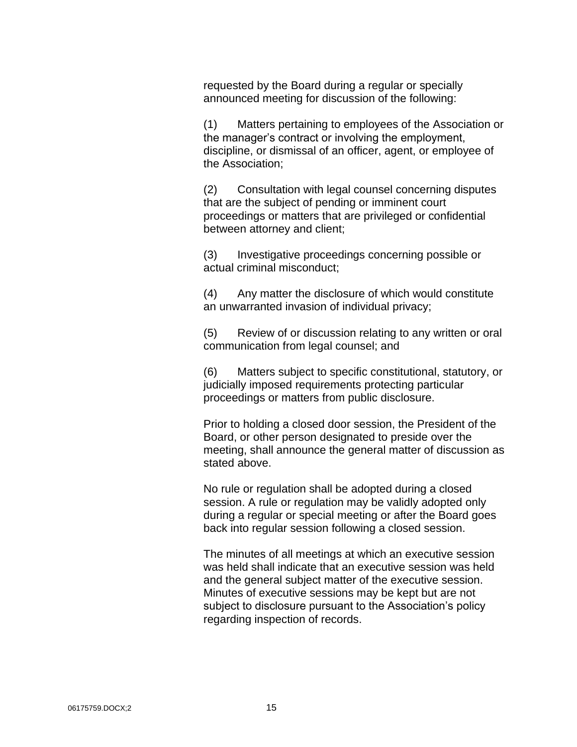requested by the Board during a regular or specially announced meeting for discussion of the following:

(1) Matters pertaining to employees of the Association or the manager's contract or involving the employment, discipline, or dismissal of an officer, agent, or employee of the Association;

(2) Consultation with legal counsel concerning disputes that are the subject of pending or imminent court proceedings or matters that are privileged or confidential between attorney and client;

(3) Investigative proceedings concerning possible or actual criminal misconduct;

(4) Any matter the disclosure of which would constitute an unwarranted invasion of individual privacy;

(5) Review of or discussion relating to any written or oral communication from legal counsel; and

(6) Matters subject to specific constitutional, statutory, or judicially imposed requirements protecting particular proceedings or matters from public disclosure.

Prior to holding a closed door session, the President of the Board, or other person designated to preside over the meeting, shall announce the general matter of discussion as stated above.

No rule or regulation shall be adopted during a closed session. A rule or regulation may be validly adopted only during a regular or special meeting or after the Board goes back into regular session following a closed session.

The minutes of all meetings at which an executive session was held shall indicate that an executive session was held and the general subject matter of the executive session. Minutes of executive sessions may be kept but are not subject to disclosure pursuant to the Association's policy regarding inspection of records.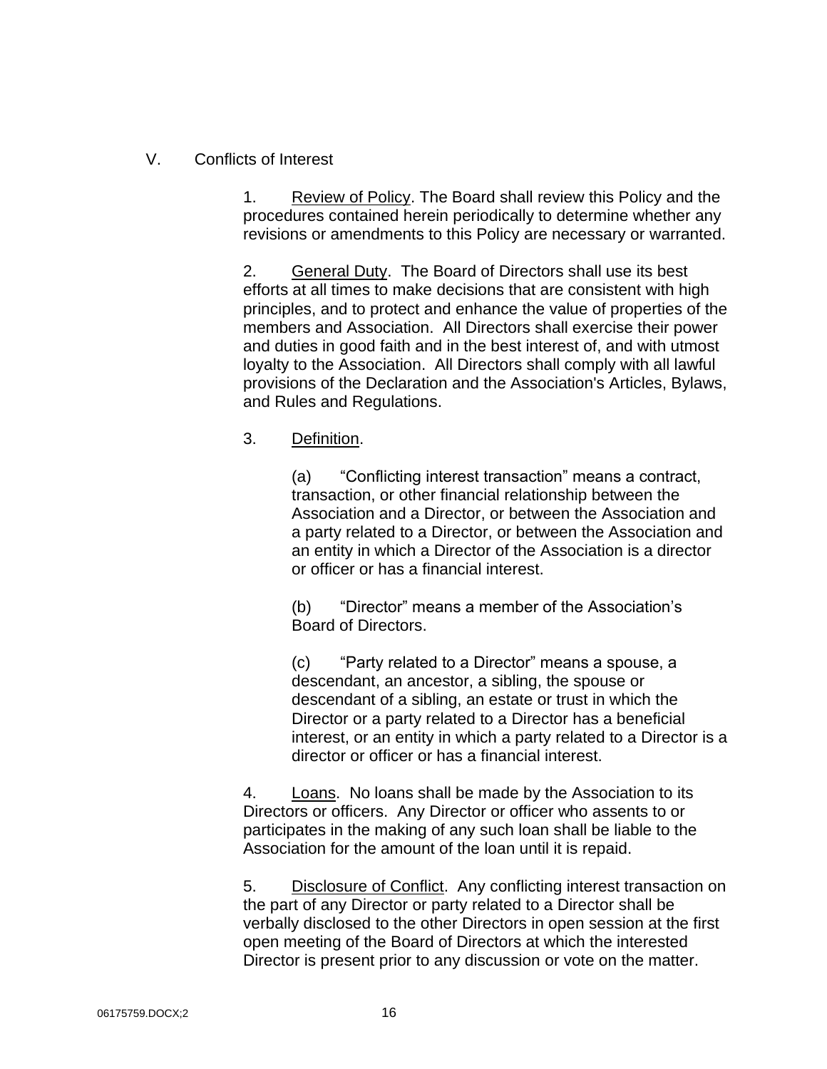## V. Conflicts of Interest

1. Review of Policy. The Board shall review this Policy and the procedures contained herein periodically to determine whether any revisions or amendments to this Policy are necessary or warranted.

2. General Duty. The Board of Directors shall use its best efforts at all times to make decisions that are consistent with high principles, and to protect and enhance the value of properties of the members and Association. All Directors shall exercise their power and duties in good faith and in the best interest of, and with utmost loyalty to the Association. All Directors shall comply with all lawful provisions of the Declaration and the Association's Articles, Bylaws, and Rules and Regulations.

3. Definition.

(a) "Conflicting interest transaction" means a contract, transaction, or other financial relationship between the Association and a Director, or between the Association and a party related to a Director, or between the Association and an entity in which a Director of the Association is a director or officer or has a financial interest.

(b) "Director" means a member of the Association's Board of Directors.

(c) "Party related to a Director" means a spouse, a descendant, an ancestor, a sibling, the spouse or descendant of a sibling, an estate or trust in which the Director or a party related to a Director has a beneficial interest, or an entity in which a party related to a Director is a director or officer or has a financial interest.

4. Loans. No loans shall be made by the Association to its Directors or officers. Any Director or officer who assents to or participates in the making of any such loan shall be liable to the Association for the amount of the loan until it is repaid.

5. Disclosure of Conflict. Any conflicting interest transaction on the part of any Director or party related to a Director shall be verbally disclosed to the other Directors in open session at the first open meeting of the Board of Directors at which the interested Director is present prior to any discussion or vote on the matter.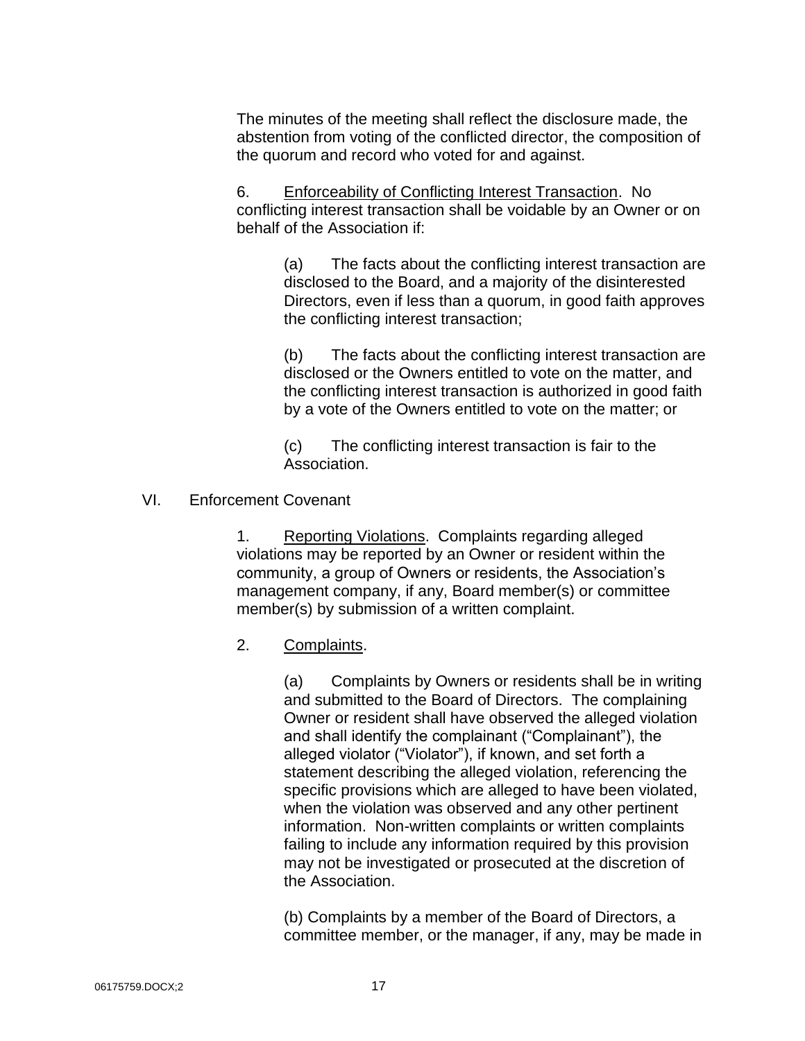The minutes of the meeting shall reflect the disclosure made, the abstention from voting of the conflicted director, the composition of the quorum and record who voted for and against.

6. Enforceability of Conflicting Interest Transaction. No conflicting interest transaction shall be voidable by an Owner or on behalf of the Association if:

(a) The facts about the conflicting interest transaction are disclosed to the Board, and a majority of the disinterested Directors, even if less than a quorum, in good faith approves the conflicting interest transaction;

(b) The facts about the conflicting interest transaction are disclosed or the Owners entitled to vote on the matter, and the conflicting interest transaction is authorized in good faith by a vote of the Owners entitled to vote on the matter; or

(c) The conflicting interest transaction is fair to the Association.

## VI. Enforcement Covenant

1. Reporting Violations. Complaints regarding alleged violations may be reported by an Owner or resident within the community, a group of Owners or residents, the Association's management company, if any, Board member(s) or committee member(s) by submission of a written complaint.

2. Complaints.

(a) Complaints by Owners or residents shall be in writing and submitted to the Board of Directors. The complaining Owner or resident shall have observed the alleged violation and shall identify the complainant ("Complainant"), the alleged violator ("Violator"), if known, and set forth a statement describing the alleged violation, referencing the specific provisions which are alleged to have been violated, when the violation was observed and any other pertinent information. Non-written complaints or written complaints failing to include any information required by this provision may not be investigated or prosecuted at the discretion of the Association.

(b) Complaints by a member of the Board of Directors, a committee member, or the manager, if any, may be made in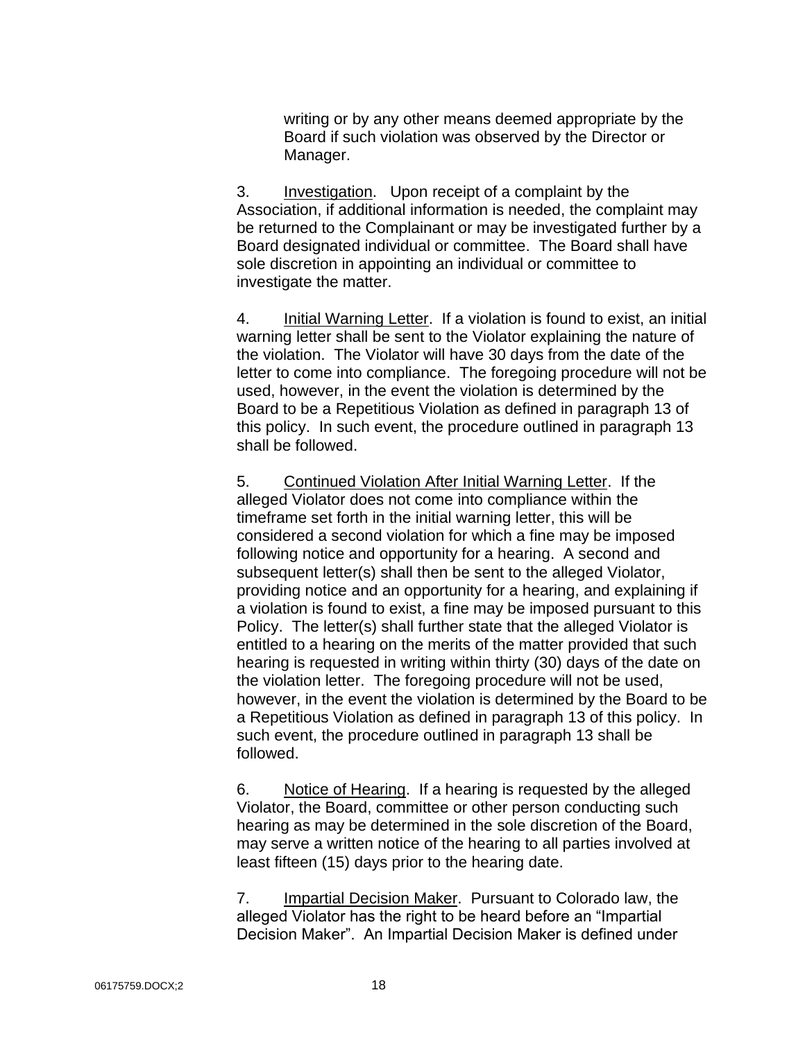writing or by any other means deemed appropriate by the Board if such violation was observed by the Director or Manager.

3. Investigation. Upon receipt of a complaint by the Association, if additional information is needed, the complaint may be returned to the Complainant or may be investigated further by a Board designated individual or committee. The Board shall have sole discretion in appointing an individual or committee to investigate the matter.

4. Initial Warning Letter. If a violation is found to exist, an initial warning letter shall be sent to the Violator explaining the nature of the violation. The Violator will have 30 days from the date of the letter to come into compliance. The foregoing procedure will not be used, however, in the event the violation is determined by the Board to be a Repetitious Violation as defined in paragraph 13 of this policy. In such event, the procedure outlined in paragraph 13 shall be followed.

5. Continued Violation After Initial Warning Letter. If the alleged Violator does not come into compliance within the timeframe set forth in the initial warning letter, this will be considered a second violation for which a fine may be imposed following notice and opportunity for a hearing. A second and subsequent letter(s) shall then be sent to the alleged Violator, providing notice and an opportunity for a hearing, and explaining if a violation is found to exist, a fine may be imposed pursuant to this Policy. The letter(s) shall further state that the alleged Violator is entitled to a hearing on the merits of the matter provided that such hearing is requested in writing within thirty (30) days of the date on the violation letter. The foregoing procedure will not be used, however, in the event the violation is determined by the Board to be a Repetitious Violation as defined in paragraph 13 of this policy. In such event, the procedure outlined in paragraph 13 shall be followed.

6. Notice of Hearing. If a hearing is requested by the alleged Violator, the Board, committee or other person conducting such hearing as may be determined in the sole discretion of the Board, may serve a written notice of the hearing to all parties involved at least fifteen (15) days prior to the hearing date.

7. Impartial Decision Maker. Pursuant to Colorado law, the alleged Violator has the right to be heard before an "Impartial Decision Maker". An Impartial Decision Maker is defined under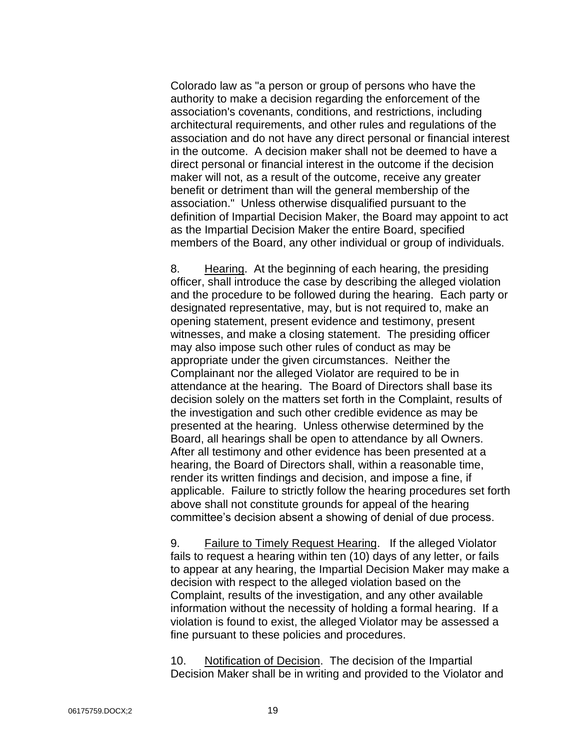Colorado law as "a person or group of persons who have the authority to make a decision regarding the enforcement of the association's covenants, conditions, and restrictions, including architectural requirements, and other rules and regulations of the association and do not have any direct personal or financial interest in the outcome. A decision maker shall not be deemed to have a direct personal or financial interest in the outcome if the decision maker will not, as a result of the outcome, receive any greater benefit or detriment than will the general membership of the association." Unless otherwise disqualified pursuant to the definition of Impartial Decision Maker, the Board may appoint to act as the Impartial Decision Maker the entire Board, specified members of the Board, any other individual or group of individuals.

8. Hearing. At the beginning of each hearing, the presiding officer, shall introduce the case by describing the alleged violation and the procedure to be followed during the hearing. Each party or designated representative, may, but is not required to, make an opening statement, present evidence and testimony, present witnesses, and make a closing statement. The presiding officer may also impose such other rules of conduct as may be appropriate under the given circumstances. Neither the Complainant nor the alleged Violator are required to be in attendance at the hearing. The Board of Directors shall base its decision solely on the matters set forth in the Complaint, results of the investigation and such other credible evidence as may be presented at the hearing. Unless otherwise determined by the Board, all hearings shall be open to attendance by all Owners. After all testimony and other evidence has been presented at a hearing, the Board of Directors shall, within a reasonable time, render its written findings and decision, and impose a fine, if applicable. Failure to strictly follow the hearing procedures set forth above shall not constitute grounds for appeal of the hearing committee's decision absent a showing of denial of due process.

9. Failure to Timely Request Hearing. If the alleged Violator fails to request a hearing within ten (10) days of any letter, or fails to appear at any hearing, the Impartial Decision Maker may make a decision with respect to the alleged violation based on the Complaint, results of the investigation, and any other available information without the necessity of holding a formal hearing. If a violation is found to exist, the alleged Violator may be assessed a fine pursuant to these policies and procedures.

10. Notification of Decision. The decision of the Impartial Decision Maker shall be in writing and provided to the Violator and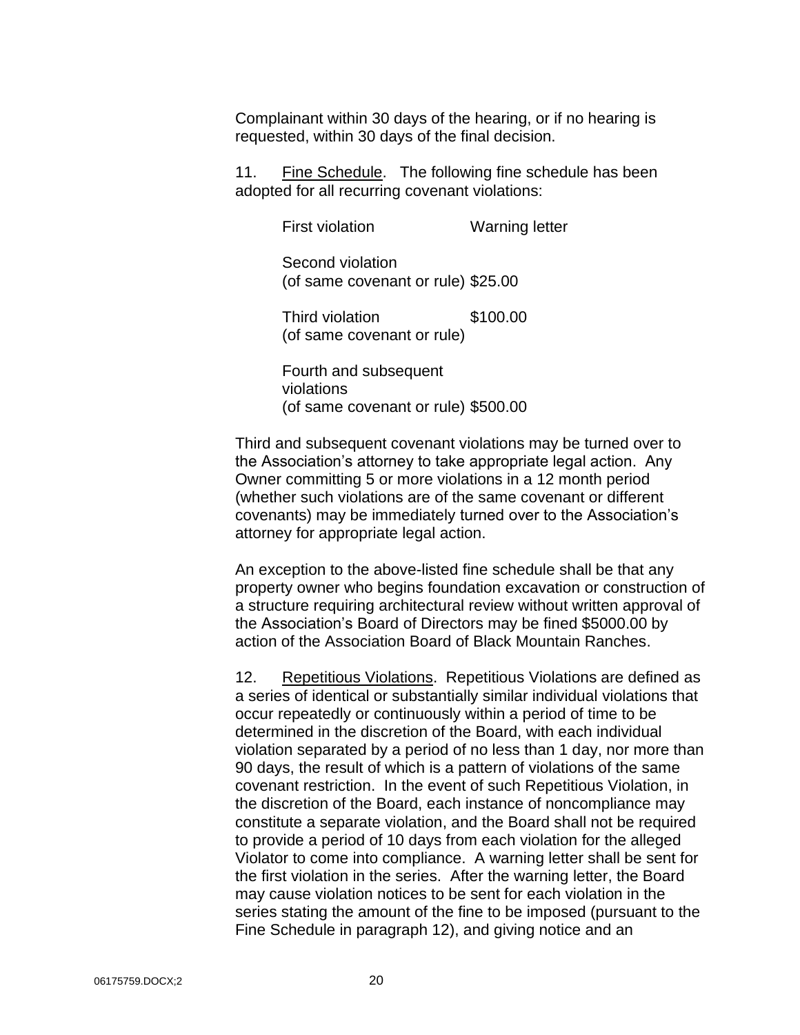Complainant within 30 days of the hearing, or if no hearing is requested, within 30 days of the final decision.

11. Fine Schedule. The following fine schedule has been adopted for all recurring covenant violations:

| | |
|---|---|
| First violation | Warning letter |
| Second violation (of same covenant or rule) | $25.00 |
| Third violation (of same covenant or rule) | $100.00 |
| Fourth and subsequent violations (of same covenant or rule) | $500.00 |

Third and subsequent covenant violations may be turned over to the Association's attorney to take appropriate legal action. Any Owner committing 5 or more violations in a 12 month period (whether such violations are of the same covenant or different covenants) may be immediately turned over to the Association's attorney for appropriate legal action.

An exception to the above-listed fine schedule shall be that any property owner who begins foundation excavation or construction of a structure requiring architectural review without written approval of the Association's Board of Directors may be fined $5000.00 by action of the Association Board of Black Mountain Ranches.

12. Repetitious Violations. Repetitious Violations are defined as a series of identical or substantially similar individual violations that occur repeatedly or continuously within a period of time to be determined in the discretion of the Board, with each individual violation separated by a period of no less than 1 day, nor more than 90 days, the result of which is a pattern of violations of the same covenant restriction. In the event of such Repetitious Violation, in the discretion of the Board, each instance of noncompliance may constitute a separate violation, and the Board shall not be required to provide a period of 10 days from each violation for the alleged Violator to come into compliance. A warning letter shall be sent for the first violation in the series. After the warning letter, the Board may cause violation notices to be sent for each violation in the series stating the amount of the fine to be imposed (pursuant to the Fine Schedule in paragraph 12), and giving notice and an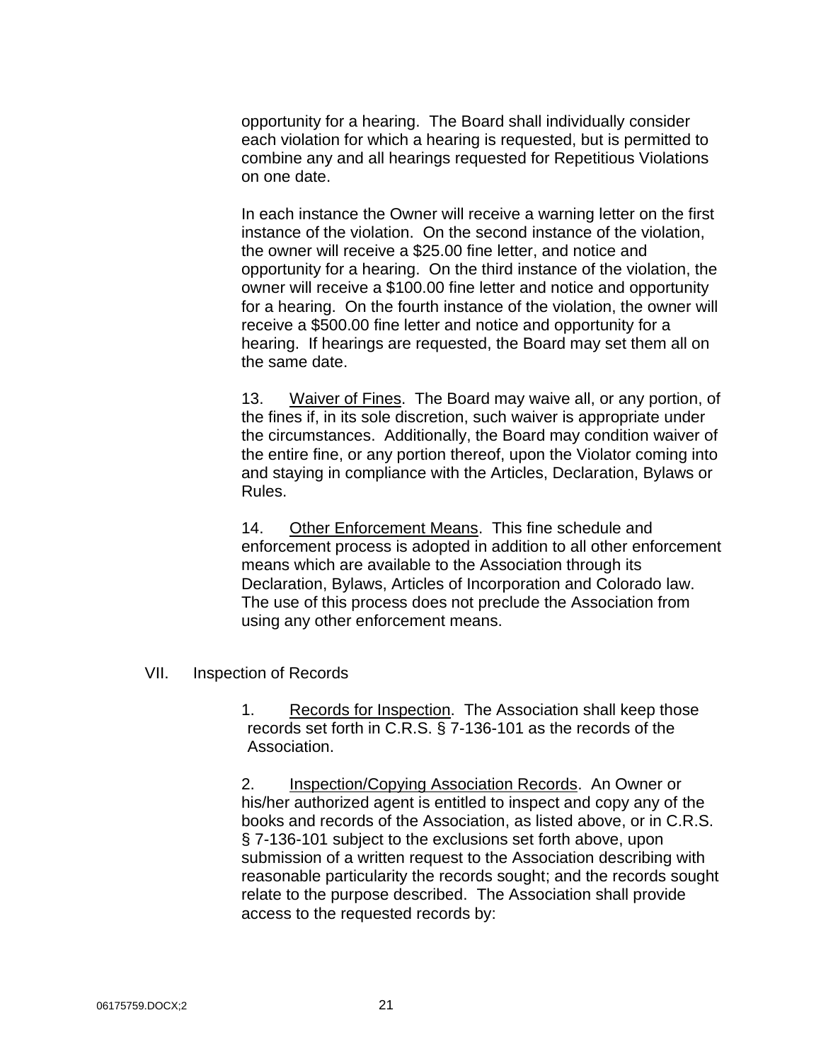opportunity for a hearing. The Board shall individually consider each violation for which a hearing is requested, but is permitted to combine any and all hearings requested for Repetitious Violations on one date.

In each instance the Owner will receive a warning letter on the first instance of the violation. On the second instance of the violation, the owner will receive a $25.00 fine letter, and notice and opportunity for a hearing. On the third instance of the violation, the owner will receive a $100.00 fine letter and notice and opportunity for a hearing. On the fourth instance of the violation, the owner will receive a $500.00 fine letter and notice and opportunity for a hearing. If hearings are requested, the Board may set them all on the same date.

13. Waiver of Fines. The Board may waive all, or any portion, of the fines if, in its sole discretion, such waiver is appropriate under the circumstances. Additionally, the Board may condition waiver of the entire fine, or any portion thereof, upon the Violator coming into and staying in compliance with the Articles, Declaration, Bylaws or Rules.

14. Other Enforcement Means. This fine schedule and enforcement process is adopted in addition to all other enforcement means which are available to the Association through its Declaration, Bylaws, Articles of Incorporation and Colorado law. The use of this process does not preclude the Association from using any other enforcement means.

## VII. Inspection of Records

1. Records for Inspection. The Association shall keep those records set forth in C.R.S. § 7-136-101 as the records of the Association.

2. Inspection/Copying Association Records. An Owner or his/her authorized agent is entitled to inspect and copy any of the books and records of the Association, as listed above, or in C.R.S. § 7-136-101 subject to the exclusions set forth above, upon submission of a written request to the Association describing with reasonable particularity the records sought; and the records sought relate to the purpose described. The Association shall provide access to the requested records by: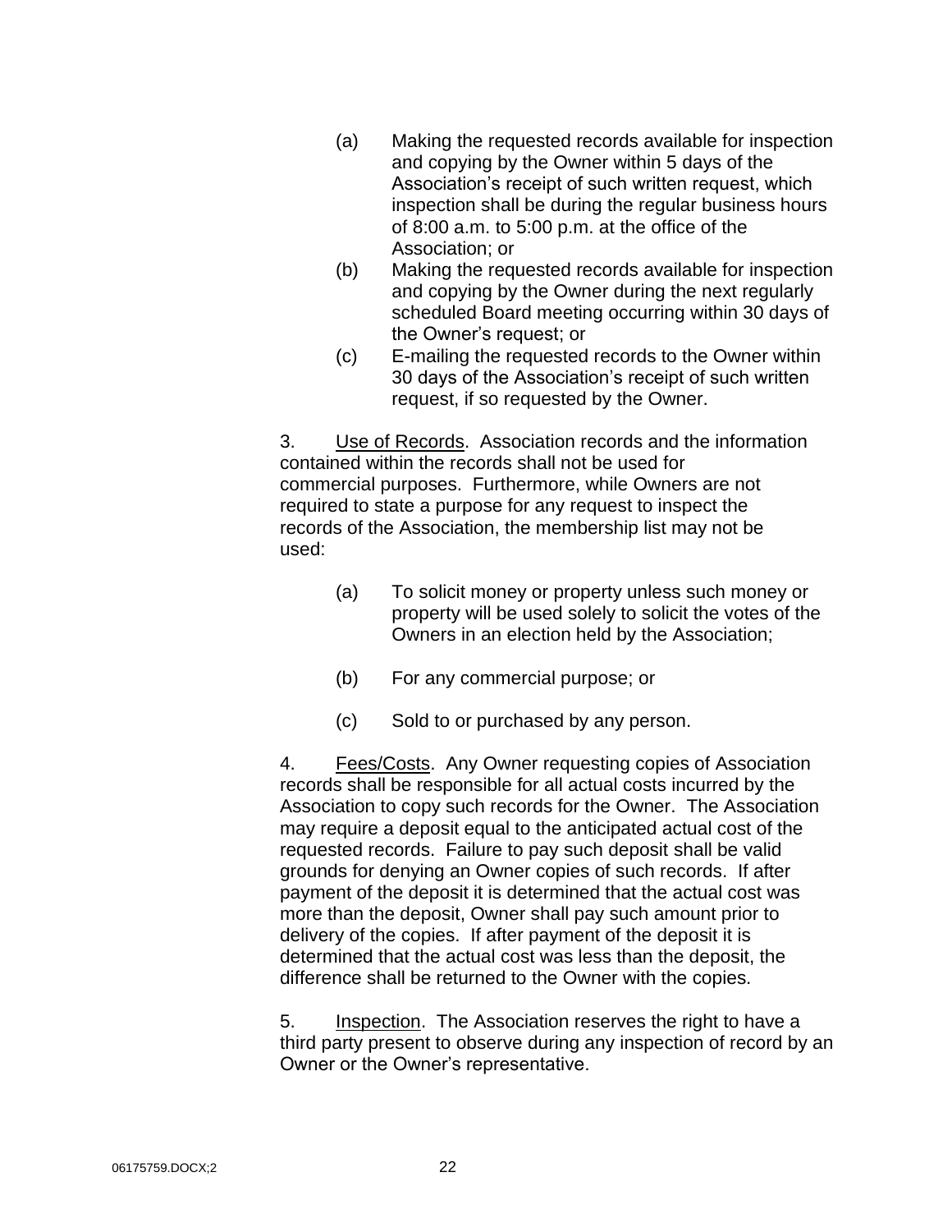(a) Making the requested records available for inspection and copying by the Owner within 5 days of the Association's receipt of such written request, which inspection shall be during the regular business hours of 8:00 a.m. to 5:00 p.m. at the office of the Association; or

(b) Making the requested records available for inspection and copying by the Owner during the next regularly scheduled Board meeting occurring within 30 days of the Owner's request; or

(c) E-mailing the requested records to the Owner within 30 days of the Association's receipt of such written request, if so requested by the Owner.

3. Use of Records. Association records and the information contained within the records shall not be used for commercial purposes. Furthermore, while Owners are not required to state a purpose for any request to inspect the records of the Association, the membership list may not be used:

(a) To solicit money or property unless such money or property will be used solely to solicit the votes of the Owners in an election held by the Association;

(b) For any commercial purpose; or

(c) Sold to or purchased by any person.

4. Fees/Costs. Any Owner requesting copies of Association records shall be responsible for all actual costs incurred by the Association to copy such records for the Owner. The Association may require a deposit equal to the anticipated actual cost of the requested records. Failure to pay such deposit shall be valid grounds for denying an Owner copies of such records. If after payment of the deposit it is determined that the actual cost was more than the deposit, Owner shall pay such amount prior to delivery of the copies. If after payment of the deposit it is determined that the actual cost was less than the deposit, the difference shall be returned to the Owner with the copies.

5. Inspection. The Association reserves the right to have a third party present to observe during any inspection of record by an Owner or the Owner's representative.

06175759.DOCX;2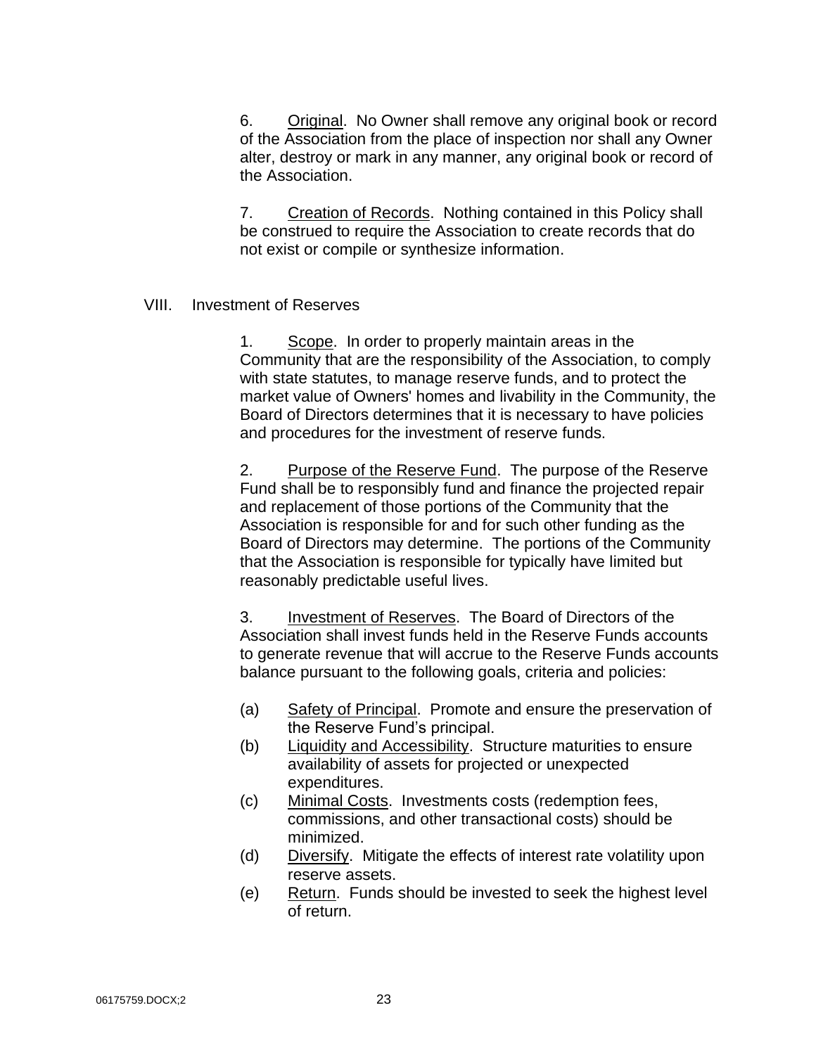6. Original. No Owner shall remove any original book or record of the Association from the place of inspection nor shall any Owner alter, destroy or mark in any manner, any original book or record of the Association.

7. Creation of Records. Nothing contained in this Policy shall be construed to require the Association to create records that do not exist or compile or synthesize information.

## VIII. Investment of Reserves

1. Scope. In order to properly maintain areas in the Community that are the responsibility of the Association, to comply with state statutes, to manage reserve funds, and to protect the market value of Owners' homes and livability in the Community, the Board of Directors determines that it is necessary to have policies and procedures for the investment of reserve funds.

2. Purpose of the Reserve Fund. The purpose of the Reserve Fund shall be to responsibly fund and finance the projected repair and replacement of those portions of the Community that the Association is responsible for and for such other funding as the Board of Directors may determine. The portions of the Community that the Association is responsible for typically have limited but reasonably predictable useful lives.

3. Investment of Reserves. The Board of Directors of the Association shall invest funds held in the Reserve Funds accounts to generate revenue that will accrue to the Reserve Funds accounts balance pursuant to the following goals, criteria and policies:

(a) Safety of Principal. Promote and ensure the preservation of the Reserve Fund's principal.

(b) Liquidity and Accessibility. Structure maturities to ensure availability of assets for projected or unexpected expenditures.

(c) Minimal Costs. Investments costs (redemption fees, commissions, and other transactional costs) should be minimized.

(d) Diversify. Mitigate the effects of interest rate volatility upon reserve assets.

(e) Return. Funds should be invested to seek the highest level of return.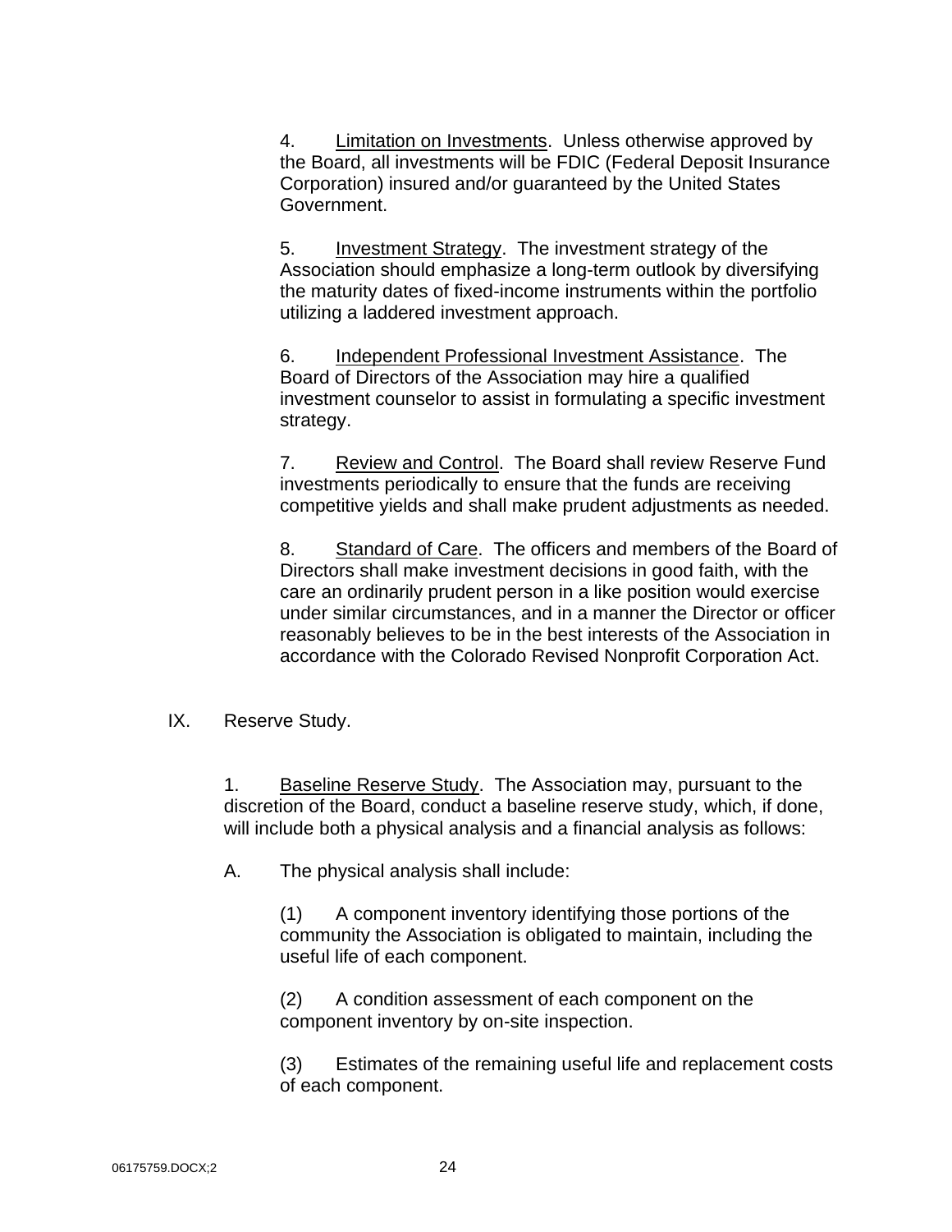4. Limitation on Investments. Unless otherwise approved by the Board, all investments will be FDIC (Federal Deposit Insurance Corporation) insured and/or guaranteed by the United States Government.

5. Investment Strategy. The investment strategy of the Association should emphasize a long-term outlook by diversifying the maturity dates of fixed-income instruments within the portfolio utilizing a laddered investment approach.

6. Independent Professional Investment Assistance. The Board of Directors of the Association may hire a qualified investment counselor to assist in formulating a specific investment strategy.

7. Review and Control. The Board shall review Reserve Fund investments periodically to ensure that the funds are receiving competitive yields and shall make prudent adjustments as needed.

8. Standard of Care. The officers and members of the Board of Directors shall make investment decisions in good faith, with the care an ordinarily prudent person in a like position would exercise under similar circumstances, and in a manner the Director or officer reasonably believes to be in the best interests of the Association in accordance with the Colorado Revised Nonprofit Corporation Act.

## IX. Reserve Study.

1. Baseline Reserve Study. The Association may, pursuant to the discretion of the Board, conduct a baseline reserve study, which, if done, will include both a physical analysis and a financial analysis as follows:

A. The physical analysis shall include:

(1) A component inventory identifying those portions of the community the Association is obligated to maintain, including the useful life of each component.

(2) A condition assessment of each component on the component inventory by on-site inspection.

(3) Estimates of the remaining useful life and replacement costs of each component.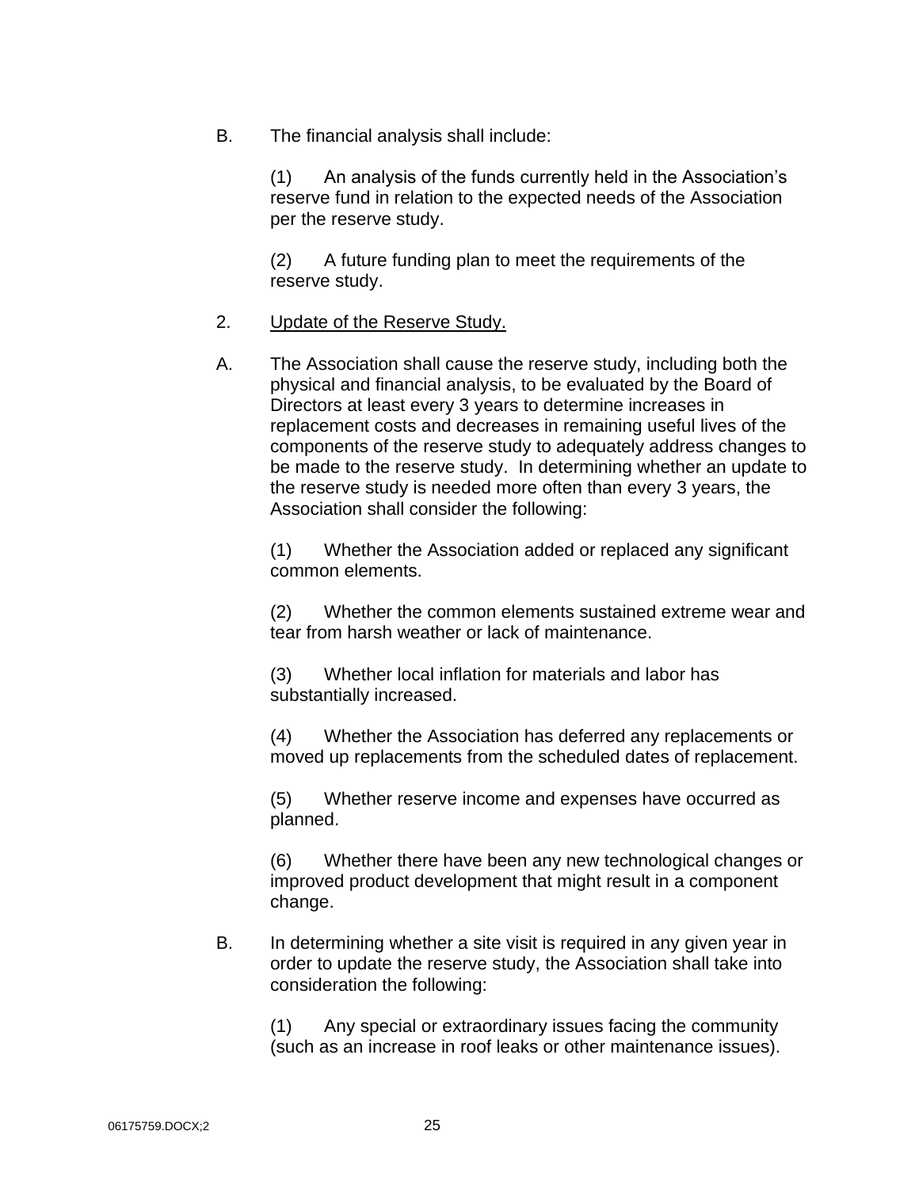B. The financial analysis shall include:

(1) An analysis of the funds currently held in the Association's reserve fund in relation to the expected needs of the Association per the reserve study.

(2) A future funding plan to meet the requirements of the reserve study.

2. <u>Update of the Reserve Study.</u>

A. The Association shall cause the reserve study, including both the physical and financial analysis, to be evaluated by the Board of Directors at least every 3 years to determine increases in replacement costs and decreases in remaining useful lives of the components of the reserve study to adequately address changes to be made to the reserve study. In determining whether an update to the reserve study is needed more often than every 3 years, the Association shall consider the following:

(1) Whether the Association added or replaced any significant common elements.

(2) Whether the common elements sustained extreme wear and tear from harsh weather or lack of maintenance.

(3) Whether local inflation for materials and labor has substantially increased.

(4) Whether the Association has deferred any replacements or moved up replacements from the scheduled dates of replacement.

(5) Whether reserve income and expenses have occurred as planned.

(6) Whether there have been any new technological changes or improved product development that might result in a component change.

B. In determining whether a site visit is required in any given year in order to update the reserve study, the Association shall take into consideration the following:

(1) Any special or extraordinary issues facing the community (such as an increase in roof leaks or other maintenance issues).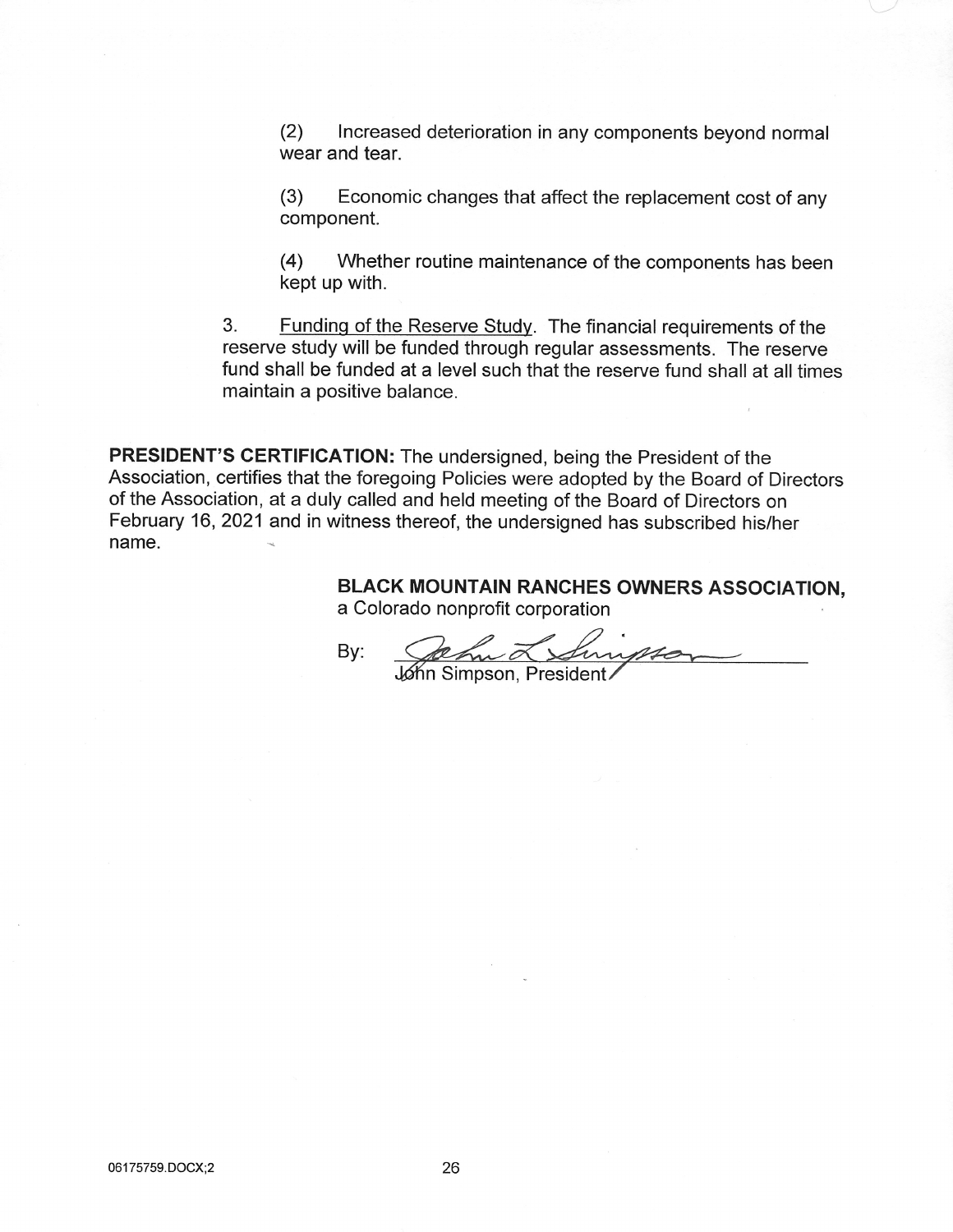(2) Increased deterioration in any components beyond normal wear and tear.

(3) Economic changes that affect the replacement cost of any component.

(4) Whether routine maintenance of the components has been kept up with.

3. Funding of the Reserve Study. The financial requirements of the reserve study will be funded through regular assessments. The reserve fund shall be funded at a level such that the reserve fund shall at all times maintain a positive balance.

**PRESIDENT'S CERTIFICATION:** The undersigned, being the President of the Association, certifies that the foregoing Policies were adopted by the Board of Directors of the Association, at a duly called and held meeting of the Board of Directors on February 16, 2021 and in witness thereof, the undersigned has subscribed his/her name.

**BLACK MOUNTAIN RANCHES OWNERS ASSOCIATION,**
a Colorado nonprofit corporation

By: John L Simpson
John Simpson, President

06175759.DOCX;2